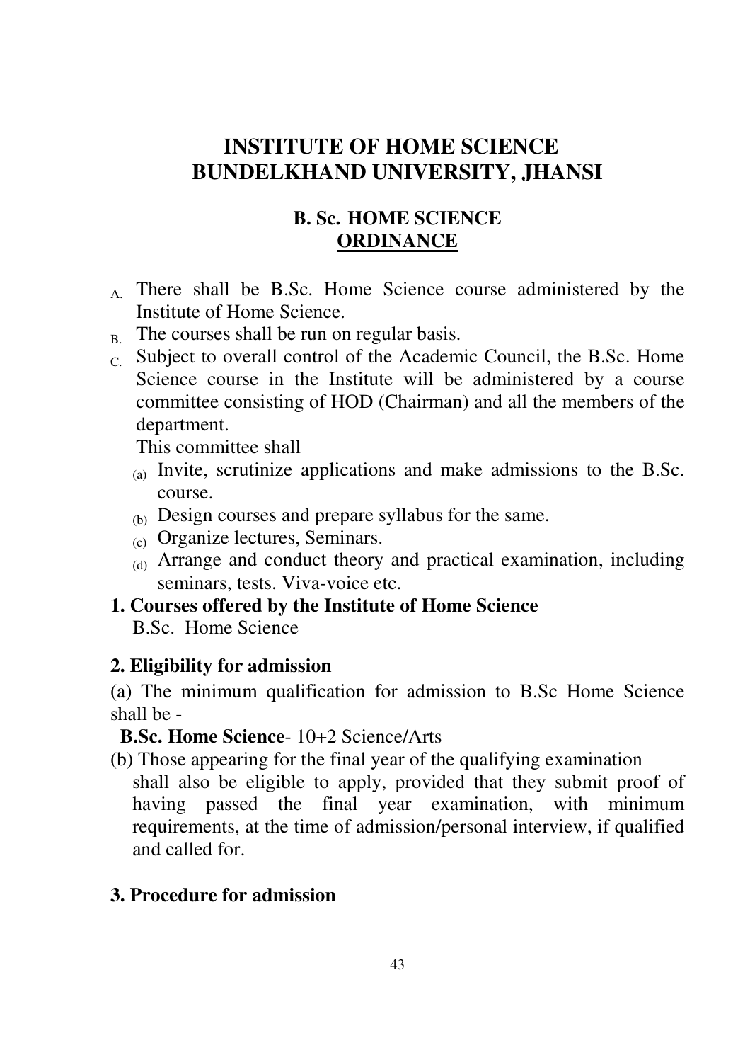# INSTITUTE OF HOME SCIENCE
# BUNDELKHAND UNIVERSITY, JHANSI

## B. Sc. HOME SCIENCE
## ORDINANCE

A. There shall be B.Sc. Home Science course administered by the Institute of Home Science.

B. The courses shall be run on regular basis.

C. Subject to overall control of the Academic Council, the B.Sc. Home Science course in the Institute will be administered by a course committee consisting of HOD (Chairman) and all the members of the department.

   This committee shall

   (a) Invite, scrutinize applications and make admissions to the B.Sc. course.

   (b) Design courses and prepare syllabus for the same.

   (c) Organize lectures, Seminars.

   (d) Arrange and conduct theory and practical examination, including seminars, tests. Viva-voice etc.

**1. Courses offered by the Institute of Home Science**

B.Sc. Home Science

**2. Eligibility for admission**

(a) The minimum qualification for admission to B.Sc Home Science shall be -

**B.Sc. Home Science**- 10+2 Science/Arts

(b) Those appearing for the final year of the qualifying examination shall also be eligible to apply, provided that they submit proof of having passed the final year examination, with minimum requirements, at the time of admission/personal interview, if qualified and called for.

**3. Procedure for admission**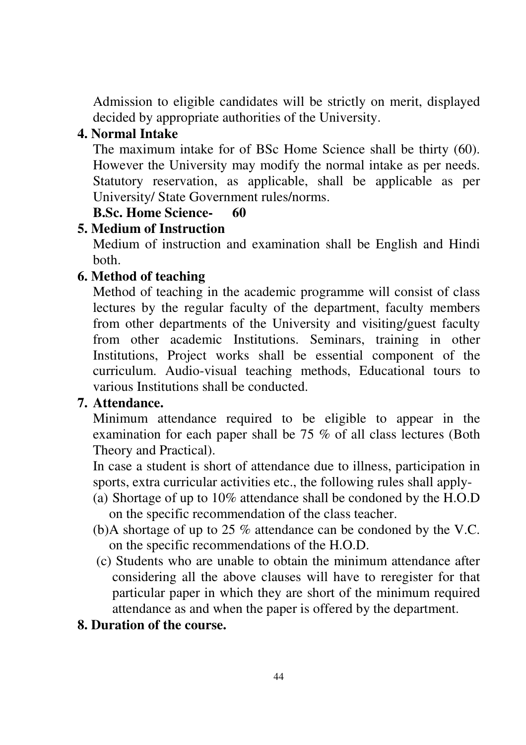Admission to eligible candidates will be strictly on merit, displayed decided by appropriate authorities of the University.

**4. Normal Intake**

The maximum intake for of BSc Home Science shall be thirty (60). However the University may modify the normal intake as per needs. Statutory reservation, as applicable, shall be applicable as per University/ State Government rules/norms.

**B.Sc. Home Science- 60**

**5. Medium of Instruction**

Medium of instruction and examination shall be English and Hindi both.

**6. Method of teaching**

Method of teaching in the academic programme will consist of class lectures by the regular faculty of the department, faculty members from other departments of the University and visiting/guest faculty from other academic Institutions. Seminars, training in other Institutions, Project works shall be essential component of the curriculum. Audio-visual teaching methods, Educational tours to various Institutions shall be conducted.

**7. Attendance.**

Minimum attendance required to be eligible to appear in the examination for each paper shall be 75 % of all class lectures (Both Theory and Practical).

In case a student is short of attendance due to illness, participation in sports, extra curricular activities etc., the following rules shall apply-

(a) Shortage of up to 10% attendance shall be condoned by the H.O.D on the specific recommendation of the class teacher.

(b)A shortage of up to 25 % attendance can be condoned by the V.C. on the specific recommendations of the H.O.D.

(c) Students who are unable to obtain the minimum attendance after considering all the above clauses will have to reregister for that particular paper in which they are short of the minimum required attendance as and when the paper is offered by the department.

**8. Duration of the course.**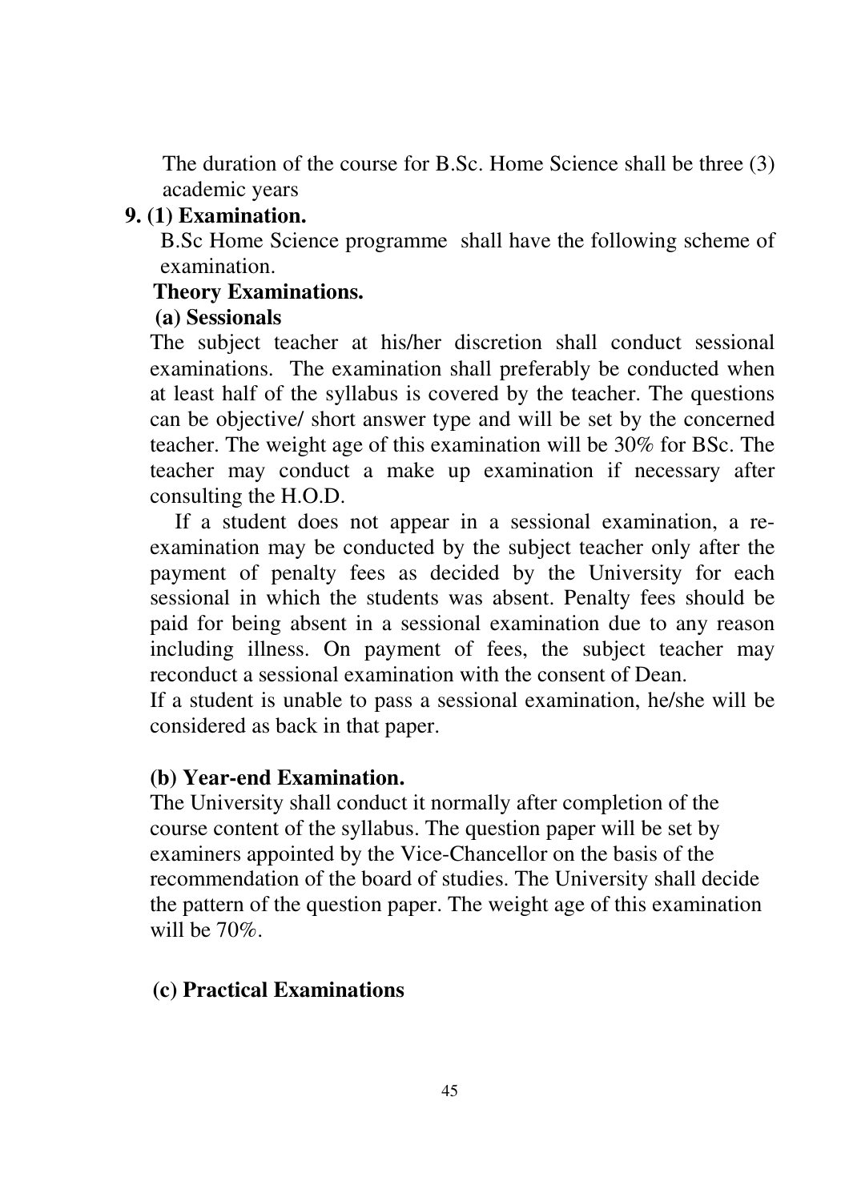The duration of the course for B.Sc. Home Science shall be three (3) academic years

**9. (1) Examination.**

B.Sc Home Science programme shall have the following scheme of examination.

**Theory Examinations.**

**(a) Sessionals**

The subject teacher at his/her discretion shall conduct sessional examinations. The examination shall preferably be conducted when at least half of the syllabus is covered by the teacher. The questions can be objective/ short answer type and will be set by the concerned teacher. The weight age of this examination will be 30% for BSc. The teacher may conduct a make up examination if necessary after consulting the H.O.D.

If a student does not appear in a sessional examination, a re-examination may be conducted by the subject teacher only after the payment of penalty fees as decided by the University for each sessional in which the students was absent. Penalty fees should be paid for being absent in a sessional examination due to any reason including illness. On payment of fees, the subject teacher may reconduct a sessional examination with the consent of Dean.

If a student is unable to pass a sessional examination, he/she will be considered as back in that paper.

**(b) Year-end Examination.**

The University shall conduct it normally after completion of the course content of the syllabus. The question paper will be set by examiners appointed by the Vice-Chancellor on the basis of the recommendation of the board of studies. The University shall decide the pattern of the question paper. The weight age of this examination will be 70%.

**(c) Practical Examinations**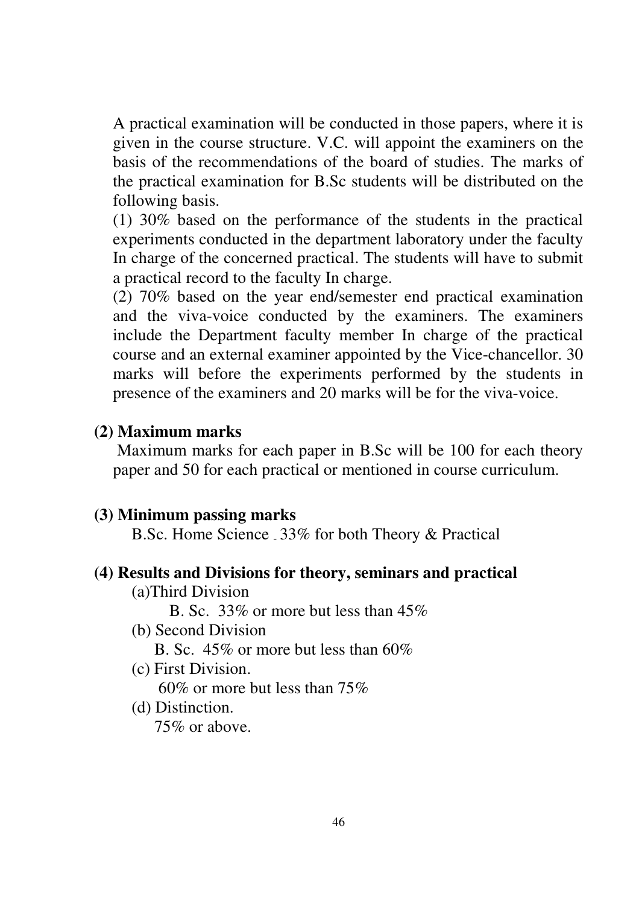A practical examination will be conducted in those papers, where it is given in the course structure. V.C. will appoint the examiners on the basis of the recommendations of the board of studies. The marks of the practical examination for B.Sc students will be distributed on the following basis.

(1) 30% based on the performance of the students in the practical experiments conducted in the department laboratory under the faculty In charge of the concerned practical. The students will have to submit a practical record to the faculty In charge.

(2) 70% based on the year end/semester end practical examination and the viva-voice conducted by the examiners. The examiners include the Department faculty member In charge of the practical course and an external examiner appointed by the Vice-chancellor. 30 marks will before the experiments performed by the students in presence of the examiners and 20 marks will be for the viva-voice.

**(2) Maximum marks**

Maximum marks for each paper in B.Sc will be 100 for each theory paper and 50 for each practical or mentioned in course curriculum.

**(3) Minimum passing marks**

B.Sc. Home Science - 33% for both Theory & Practical

**(4) Results and Divisions for theory, seminars and practical**

(a)Third Division

B. Sc. 33% or more but less than 45%

(b) Second Division

B. Sc. 45% or more but less than 60%

(c) First Division.

60% or more but less than 75%

(d) Distinction.

75% or above.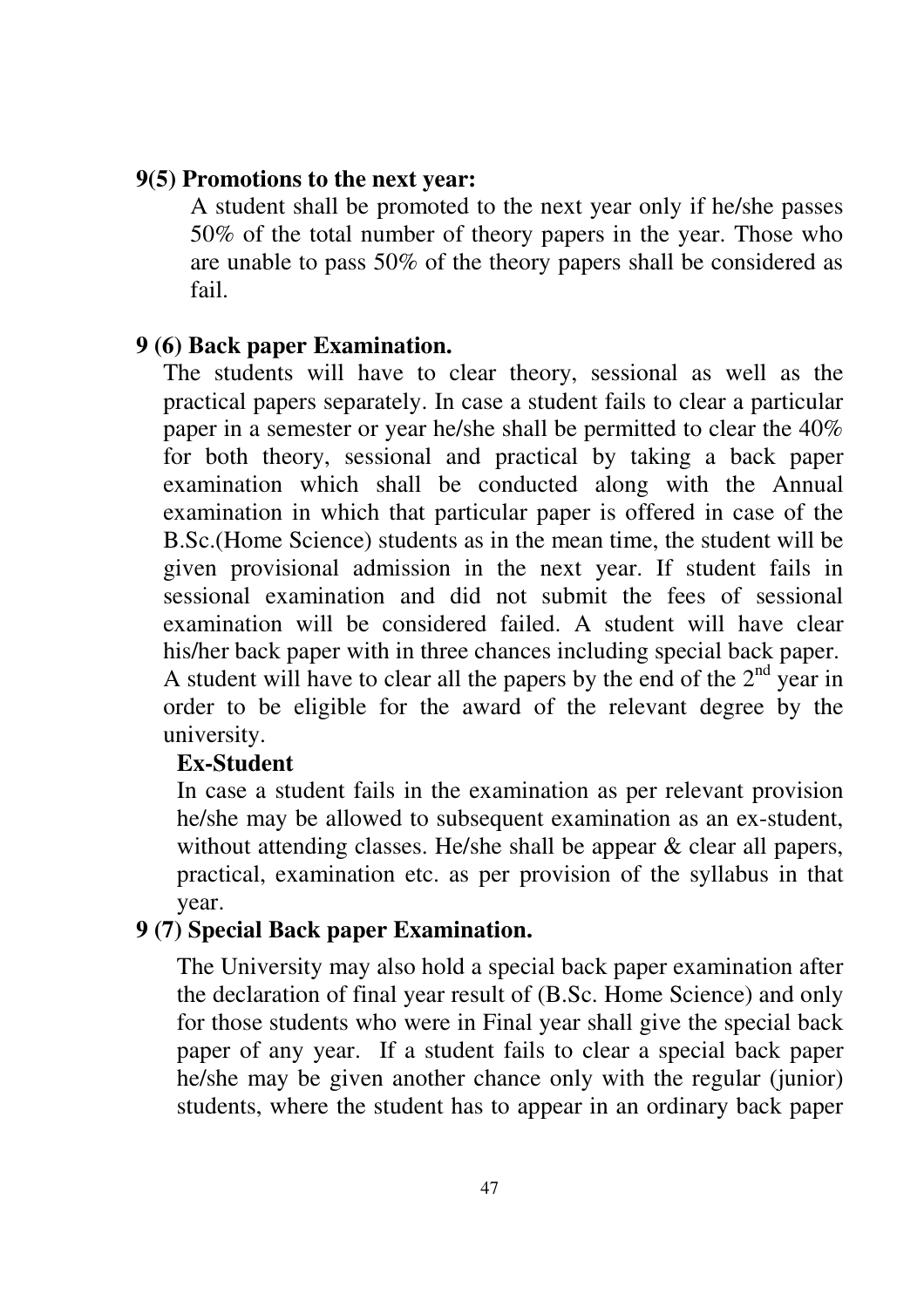**9(5) Promotions to the next year:**

A student shall be promoted to the next year only if he/she passes 50% of the total number of theory papers in the year. Those who are unable to pass 50% of the theory papers shall be considered as fail.

**9 (6) Back paper Examination.**

The students will have to clear theory, sessional as well as the practical papers separately. In case a student fails to clear a particular paper in a semester or year he/she shall be permitted to clear the 40% for both theory, sessional and practical by taking a back paper examination which shall be conducted along with the Annual examination in which that particular paper is offered in case of the B.Sc.(Home Science) students as in the mean time, the student will be given provisional admission in the next year. If student fails in sessional examination and did not submit the fees of sessional examination will be considered failed. A student will have clear his/her back paper with in three chances including special back paper. A student will have to clear all the papers by the end of the 2nd year in order to be eligible for the award of the relevant degree by the university.

**Ex-Student**

In case a student fails in the examination as per relevant provision he/she may be allowed to subsequent examination as an ex-student, without attending classes. He/she shall be appear & clear all papers, practical, examination etc. as per provision of the syllabus in that year.

**9 (7) Special Back paper Examination.**

The University may also hold a special back paper examination after the declaration of final year result of (B.Sc. Home Science) and only for those students who were in Final year shall give the special back paper of any year. If a student fails to clear a special back paper he/she may be given another chance only with the regular (junior) students, where the student has to appear in an ordinary back paper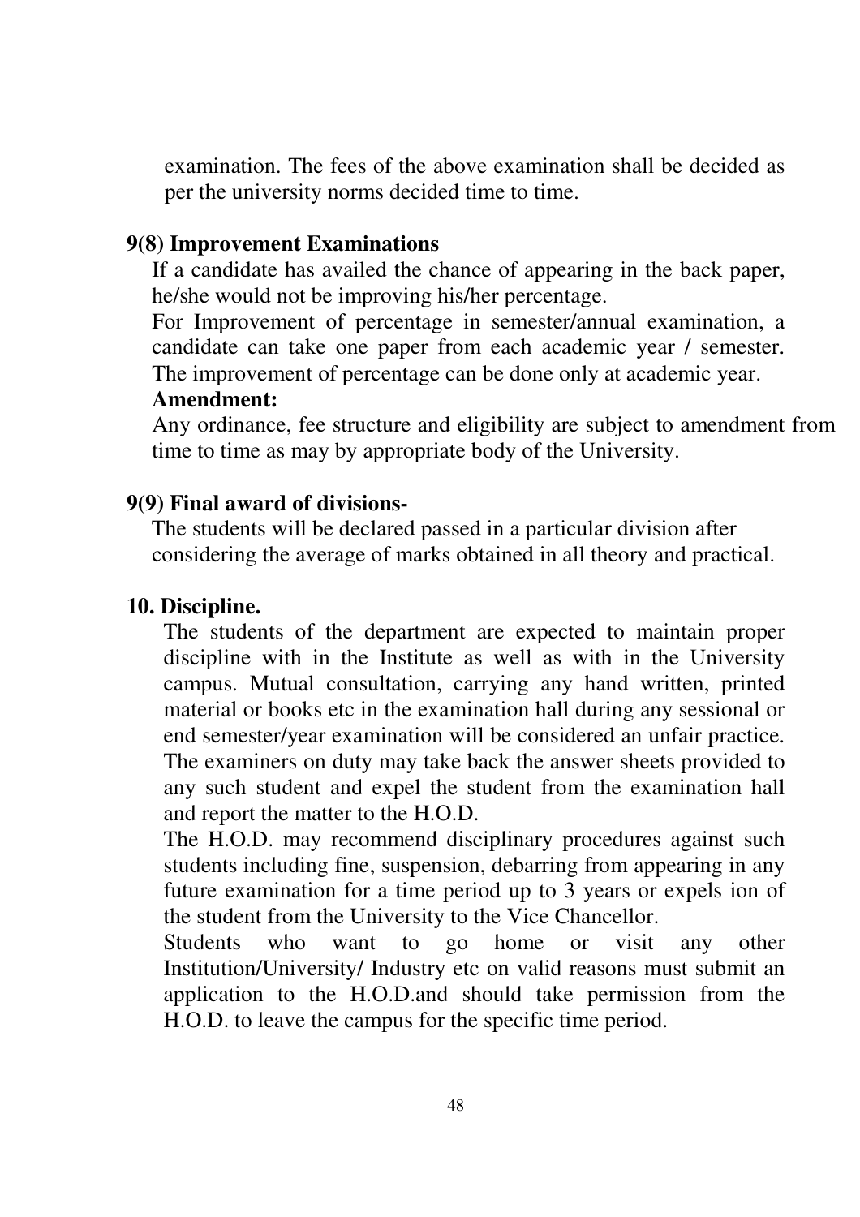examination. The fees of the above examination shall be decided as per the university norms decided time to time.

**9(8) Improvement Examinations**

If a candidate has availed the chance of appearing in the back paper, he/she would not be improving his/her percentage.

For Improvement of percentage in semester/annual examination, a candidate can take one paper from each academic year / semester. The improvement of percentage can be done only at academic year.

**Amendment:**

Any ordinance, fee structure and eligibility are subject to amendment from time to time as may by appropriate body of the University.

**9(9) Final award of divisions-**

The students will be declared passed in a particular division after considering the average of marks obtained in all theory and practical.

**10. Discipline.**

The students of the department are expected to maintain proper discipline with in the Institute as well as with in the University campus. Mutual consultation, carrying any hand written, printed material or books etc in the examination hall during any sessional or end semester/year examination will be considered an unfair practice. The examiners on duty may take back the answer sheets provided to any such student and expel the student from the examination hall and report the matter to the H.O.D.

The H.O.D. may recommend disciplinary procedures against such students including fine, suspension, debarring from appearing in any future examination for a time period up to 3 years or expels ion of the student from the University to the Vice Chancellor.

Students who want to go home or visit any other Institution/University/ Industry etc on valid reasons must submit an application to the H.O.D.and should take permission from the H.O.D. to leave the campus for the specific time period.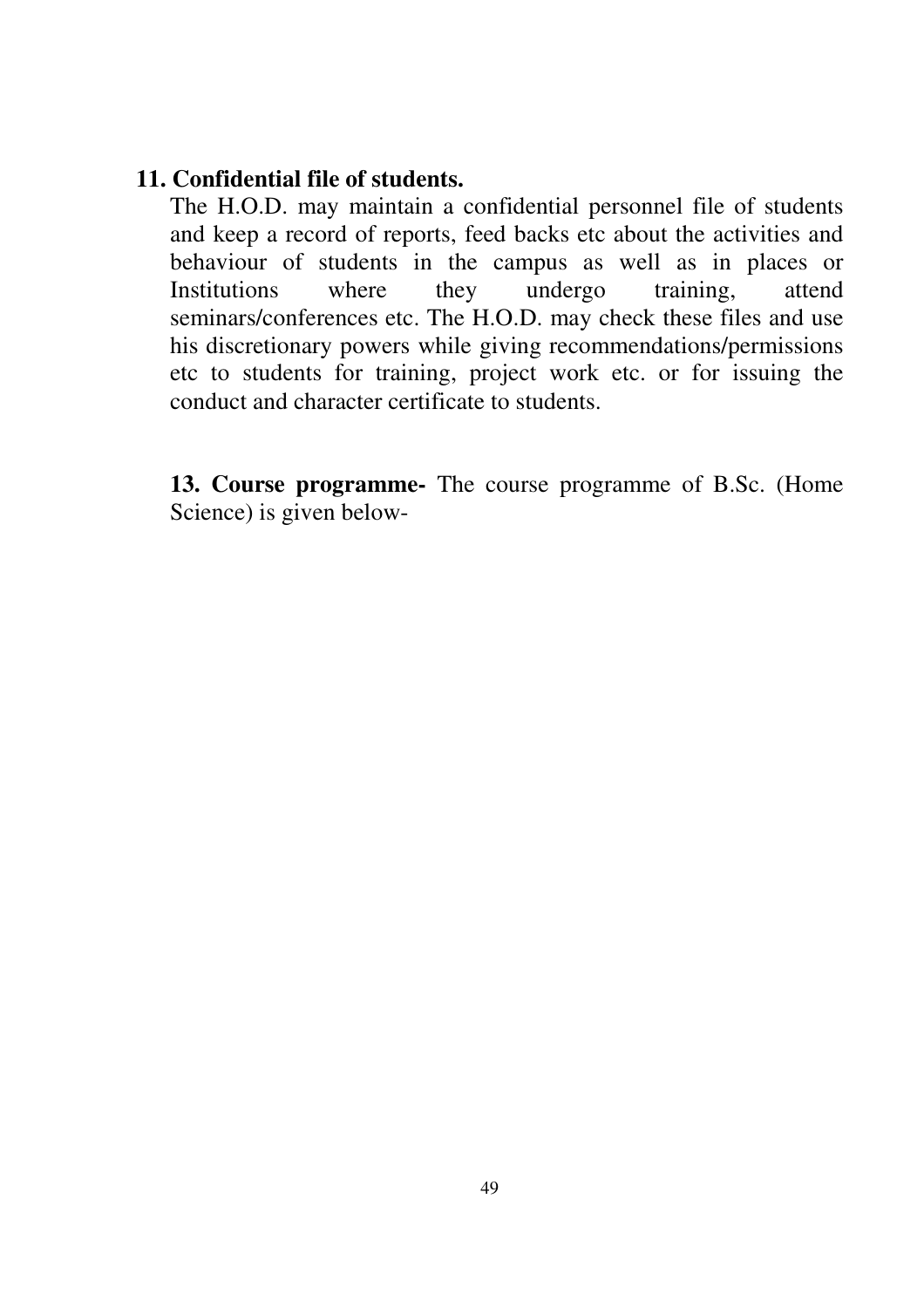**11. Confidential file of students.**

The H.O.D. may maintain a confidential personnel file of students and keep a record of reports, feed backs etc about the activities and behaviour of students in the campus as well as in places or Institutions where they undergo training, attend seminars/conferences etc. The H.O.D. may check these files and use his discretionary powers while giving recommendations/permissions etc to students for training, project work etc. or for issuing the conduct and character certificate to students.

**13. Course programme-** The course programme of B.Sc. (Home Science) is given below-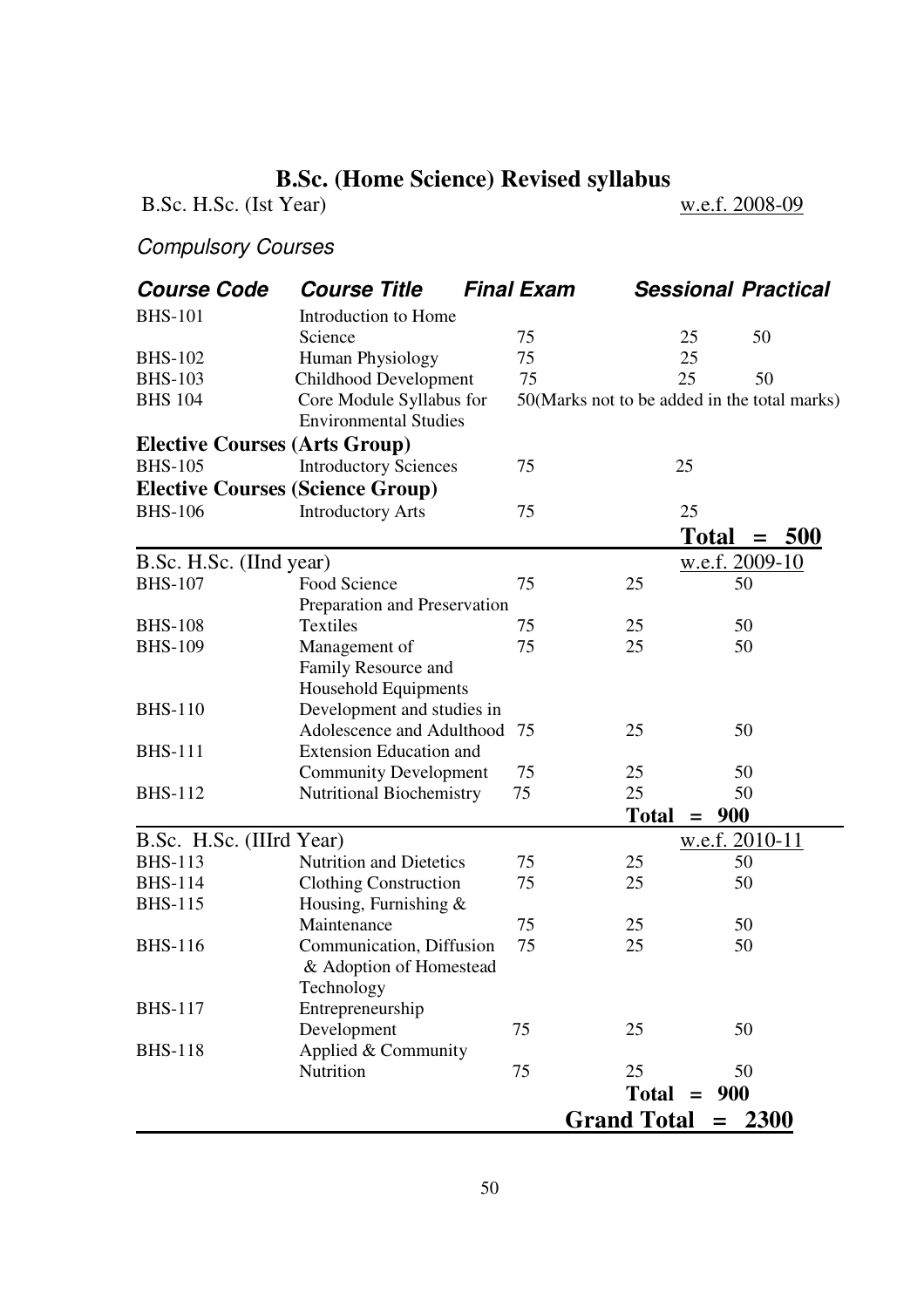# B.Sc. (Home Science) Revised syllabus

B.Sc. H.Sc. (Ist Year) w.e.f. 2008-09

*Compulsory Courses*

| **Course Code** | **Course Title** | **Final Exam** | **Sessional** | **Practical** |
|---|---|---|---|---|
| BHS-101 | Introduction to Home Science | 75 | 25 | 50 |
| BHS-102 | Human Physiology | 75 | 25 | |
| BHS-103 | Childhood Development | 75 | 25 | 50 |
| BHS 104 | Core Module Syllabus for Environmental Studies | 50(Marks not to be added in the total marks) | | |
| **Elective Courses (Arts Group)** | | | | |
| BHS-105 | Introductory Sciences | 75 | 25 | |
| **Elective Courses (Science Group)** | | | | |
| BHS-106 | Introductory Arts | 75 | 25 | |
| | | | **Total = 500** | |

B.Sc. H.Sc. (IInd year) w.e.f. 2009-10

| Course Code | Course Title | Final Exam | Sessional | Practical |
|---|---|---|---|---|
| BHS-107 | Food Science Preparation and Preservation | 75 | 25 | 50 |
| BHS-108 | Textiles | 75 | 25 | 50 |
| BHS-109 | Management of Family Resource and Household Equipments | 75 | 25 | 50 |
| BHS-110 | Development and studies in Adolescence and Adulthood | 75 | 25 | 50 |
| BHS-111 | Extension Education and Community Development | 75 | 25 | 50 |
| BHS-112 | Nutritional Biochemistry | 75 | 25 | 50 |
| | | | **Total = 900** | |

B.Sc. H.Sc. (IIIrd Year) w.e.f. 2010-11

| Course Code | Course Title | Final Exam | Sessional | Practical |
|---|---|---|---|---|
| BHS-113 | Nutrition and Dietetics | 75 | 25 | 50 |
| BHS-114 | Clothing Construction | 75 | 25 | 50 |
| BHS-115 | Housing, Furnishing & Maintenance | 75 | 25 | 50 |
| BHS-116 | Communication, Diffusion & Adoption of Homestead Technology | 75 | 25 | 50 |
| BHS-117 | Entrepreneurship Development | 75 | 25 | 50 |
| BHS-118 | Applied & Community Nutrition | 75 | 25 | 50 |
| | | | **Total = 900** | |
| | | | **Grand Total = 2300** | |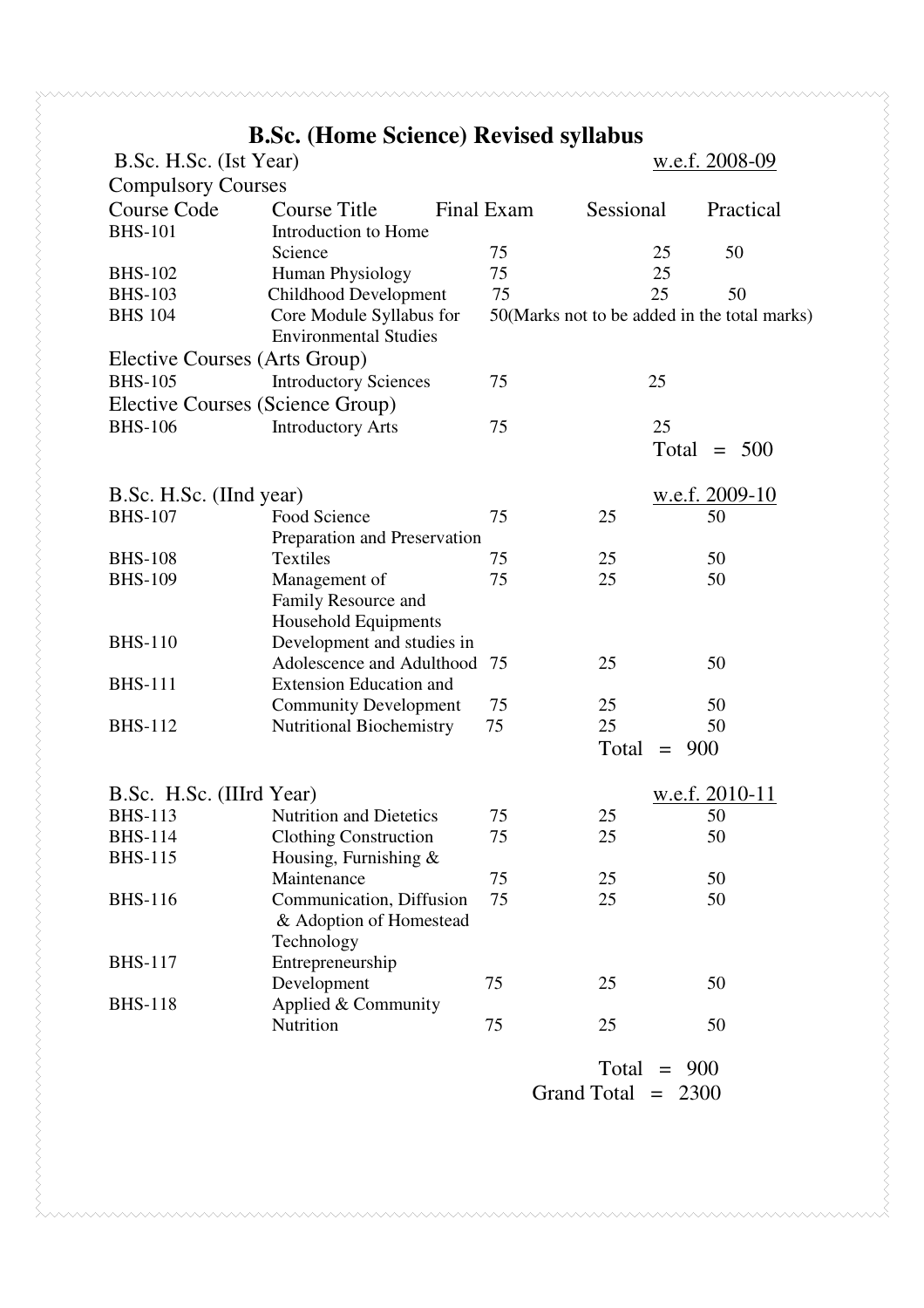# B.Sc. (Home Science) Revised syllabus

B.Sc. H.Sc. (Ist Year) — w.e.f. 2008-09

**Compulsory Courses**

| Course Code | Course Title | Final Exam | Sessional | Practical |
|---|---|---|---|---|
| BHS-101 | Introduction to Home Science | 75 | 25 | 50 |
| BHS-102 | Human Physiology | 75 | 25 | |
| BHS-103 | Childhood Development | 75 | 25 | 50 |
| BHS 104 | Core Module Syllabus for Environmental Studies | 50(Marks not to be added in the total marks) | | |

**Elective Courses (Arts Group)**

| Course Code | Course Title | Final Exam | Sessional | Practical |
|---|---|---|---|---|
| BHS-105 | Introductory Sciences | 75 | 25 | |

**Elective Courses (Science Group)**

| Course Code | Course Title | Final Exam | Sessional | Practical |
|---|---|---|---|---|
| BHS-106 | Introductory Arts | 75 | 25 | |

Total = 500

B.Sc. H.Sc. (IInd year) — w.e.f. 2009-10

| Course Code | Course Title | Final Exam | Sessional | Practical |
|---|---|---|---|---|
| BHS-107 | Food Science Preparation and Preservation | 75 | 25 | 50 |
| BHS-108 | Textiles | 75 | 25 | 50 |
| BHS-109 | Management of Family Resource and Household Equipments | 75 | 25 | 50 |
| BHS-110 | Development and studies in Adolescence and Adulthood | 75 | 25 | 50 |
| BHS-111 | Extension Education and Community Development | 75 | 25 | 50 |
| BHS-112 | Nutritional Biochemistry | 75 | 25 | 50 |

Total = 900

B.Sc. H.Sc. (IIIrd Year) — w.e.f. 2010-11

| Course Code | Course Title | Final Exam | Sessional | Practical |
|---|---|---|---|---|
| BHS-113 | Nutrition and Dietetics | 75 | 25 | 50 |
| BHS-114 | Clothing Construction | 75 | 25 | 50 |
| BHS-115 | Housing, Furnishing & Maintenance | 75 | 25 | 50 |
| BHS-116 | Communication, Diffusion & Adoption of Homestead Technology | 75 | 25 | 50 |
| BHS-117 | Entrepreneurship Development | 75 | 25 | 50 |
| BHS-118 | Applied & Community Nutrition | 75 | 25 | 50 |

Total = 900

Grand Total = 2300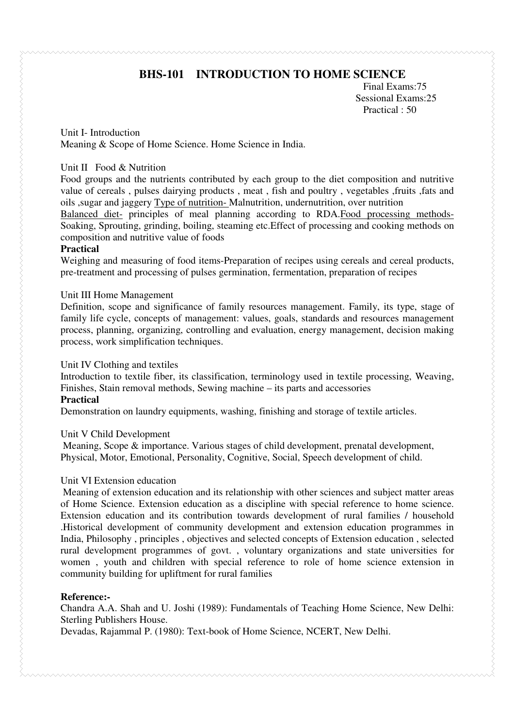## BHS-101 INTRODUCTION TO HOME SCIENCE

Final Exams:75
Sessional Exams:25
Practical : 50

Unit I- Introduction
Meaning & Scope of Home Science. Home Science in India.

Unit II Food & Nutrition
Food groups and the nutrients contributed by each group to the diet composition and nutritive value of cereals , pulses dairying products , meat , fish and poultry , vegetables ,fruits ,fats and oils ,sugar and jaggery Type of nutrition- Malnutrition, undernutrition, over nutrition
Balanced diet- principles of meal planning according to RDA.Food processing methods- Soaking, Sprouting, grinding, boiling, steaming etc.Effect of processing and cooking methods on composition and nutritive value of foods

**Practical**

Weighing and measuring of food items-Preparation of recipes using cereals and cereal products, pre-treatment and processing of pulses germination, fermentation, preparation of recipes

Unit III Home Management
Definition, scope and significance of family resources management. Family, its type, stage of family life cycle, concepts of management: values, goals, standards and resources management process, planning, organizing, controlling and evaluation, energy management, decision making process, work simplification techniques.

Unit IV Clothing and textiles
Introduction to textile fiber, its classification, terminology used in textile processing, Weaving, Finishes, Stain removal methods, Sewing machine – its parts and accessories

**Practical**

Demonstration on laundry equipments, washing, finishing and storage of textile articles.

Unit V Child Development
Meaning, Scope & importance. Various stages of child development, prenatal development, Physical, Motor, Emotional, Personality, Cognitive, Social, Speech development of child.

Unit VI Extension education
Meaning of extension education and its relationship with other sciences and subject matter areas of Home Science. Extension education as a discipline with special reference to home science. Extension education and its contribution towards development of rural families / household .Historical development of community development and extension education programmes in India, Philosophy , principles , objectives and selected concepts of Extension education , selected rural development programmes of govt. , voluntary organizations and state universities for women , youth and children with special reference to role of home science extension in community building for upliftment for rural families

**Reference:-**

Chandra A.A. Shah and U. Joshi (1989): Fundamentals of Teaching Home Science, New Delhi: Sterling Publishers House.

Devadas, Rajammal P. (1980): Text-book of Home Science, NCERT, New Delhi.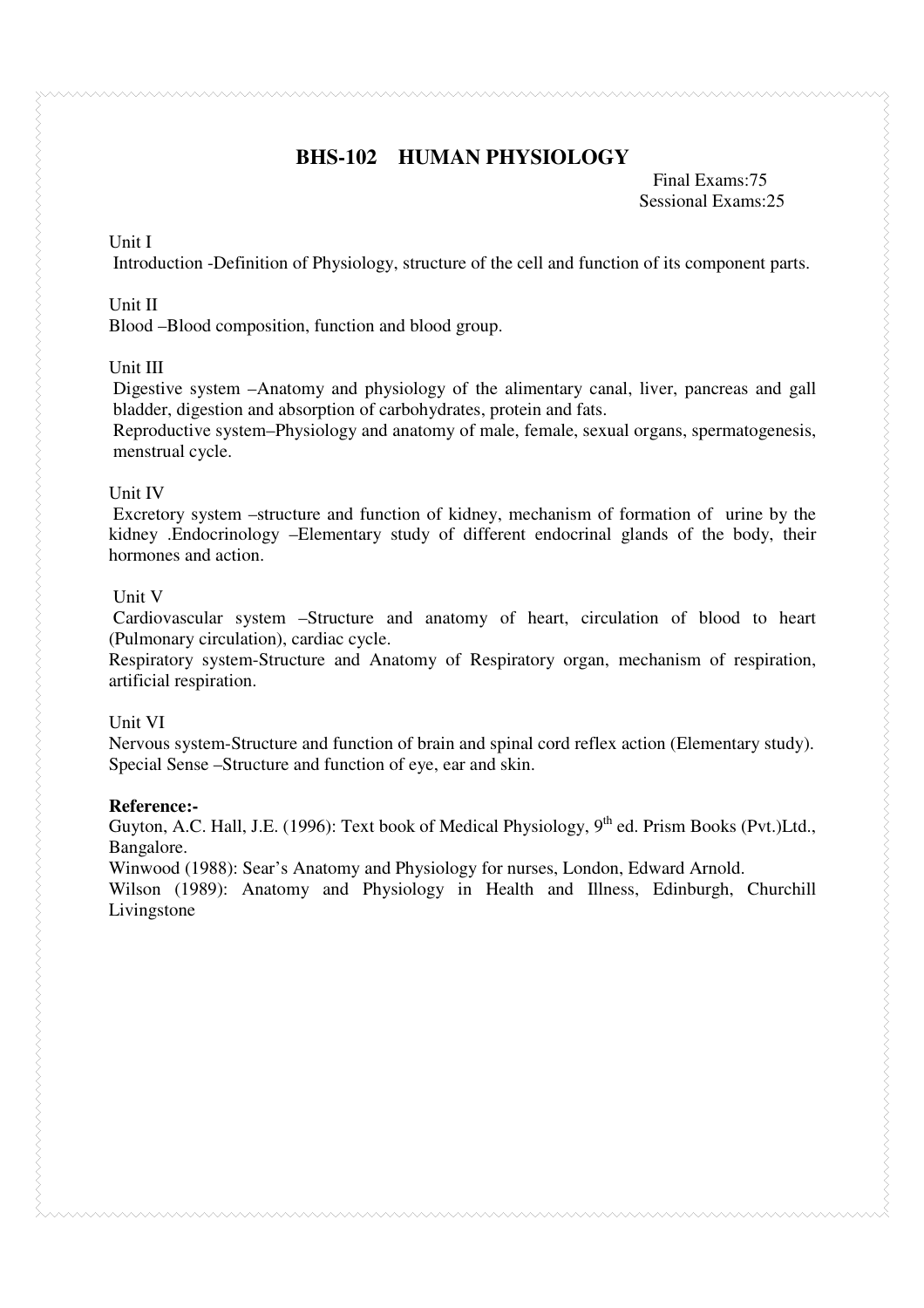## BHS-102 HUMAN PHYSIOLOGY

Final Exams:75
Sessional Exams:25

Unit I

Introduction -Definition of Physiology, structure of the cell and function of its component parts.

Unit II

Blood –Blood composition, function and blood group.

Unit III

Digestive system –Anatomy and physiology of the alimentary canal, liver, pancreas and gall bladder, digestion and absorption of carbohydrates, protein and fats.

Reproductive system–Physiology and anatomy of male, female, sexual organs, spermatogenesis, menstrual cycle.

Unit IV

Excretory system –structure and function of kidney, mechanism of formation of urine by the kidney .Endocrinology –Elementary study of different endocrinal glands of the body, their hormones and action.

Unit V

Cardiovascular system –Structure and anatomy of heart, circulation of blood to heart (Pulmonary circulation), cardiac cycle.

Respiratory system-Structure and Anatomy of Respiratory organ, mechanism of respiration, artificial respiration.

Unit VI

Nervous system-Structure and function of brain and spinal cord reflex action (Elementary study).

Special Sense –Structure and function of eye, ear and skin.

**Reference:-**

Guyton, A.C. Hall, J.E. (1996): Text book of Medical Physiology, 9th ed. Prism Books (Pvt.)Ltd., Bangalore.

Winwood (1988): Sear's Anatomy and Physiology for nurses, London, Edward Arnold.

Wilson (1989): Anatomy and Physiology in Health and Illness, Edinburgh, Churchill Livingstone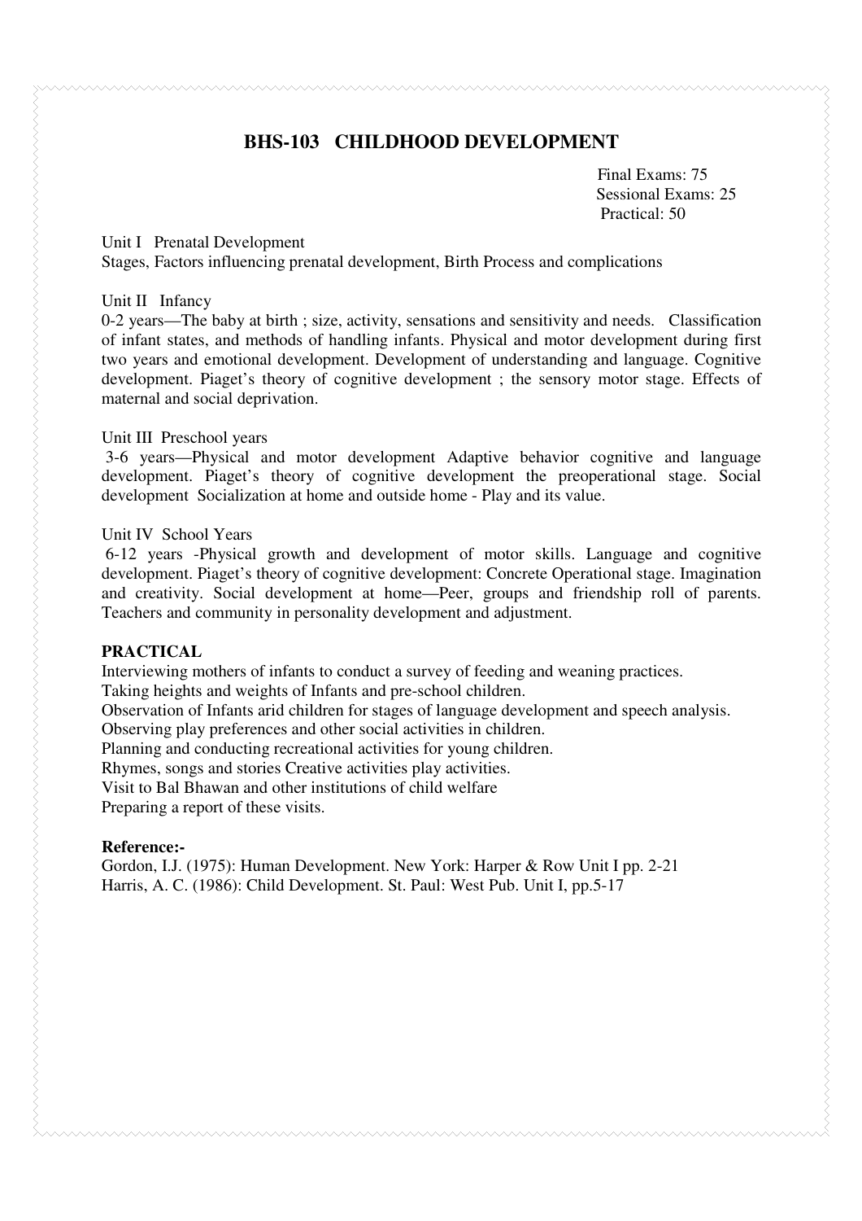## BHS-103 CHILDHOOD DEVELOPMENT

Final Exams: 75
Sessional Exams: 25
Practical: 50

Unit I Prenatal Development
Stages, Factors influencing prenatal development, Birth Process and complications

Unit II Infancy
0-2 years—The baby at birth ; size, activity, sensations and sensitivity and needs. Classification of infant states, and methods of handling infants. Physical and motor development during first two years and emotional development. Development of understanding and language. Cognitive development. Piaget's theory of cognitive development ; the sensory motor stage. Effects of maternal and social deprivation.

Unit III Preschool years
3-6 years—Physical and motor development Adaptive behavior cognitive and language development. Piaget's theory of cognitive development the preoperational stage. Social development Socialization at home and outside home - Play and its value.

Unit IV School Years
6-12 years -Physical growth and development of motor skills. Language and cognitive development. Piaget's theory of cognitive development: Concrete Operational stage. Imagination and creativity. Social development at home—Peer, groups and friendship roll of parents. Teachers and community in personality development and adjustment.

**PRACTICAL**

Interviewing mothers of infants to conduct a survey of feeding and weaning practices.
Taking heights and weights of Infants and pre-school children.
Observation of Infants arid children for stages of language development and speech analysis.
Observing play preferences and other social activities in children.
Planning and conducting recreational activities for young children.
Rhymes, songs and stories Creative activities play activities.
Visit to Bal Bhawan and other institutions of child welfare
Preparing a report of these visits.

**Reference:-**

Gordon, I.J. (1975): Human Development. New York: Harper & Row Unit I pp. 2-21
Harris, A. C. (1986): Child Development. St. Paul: West Pub. Unit I, pp.5-17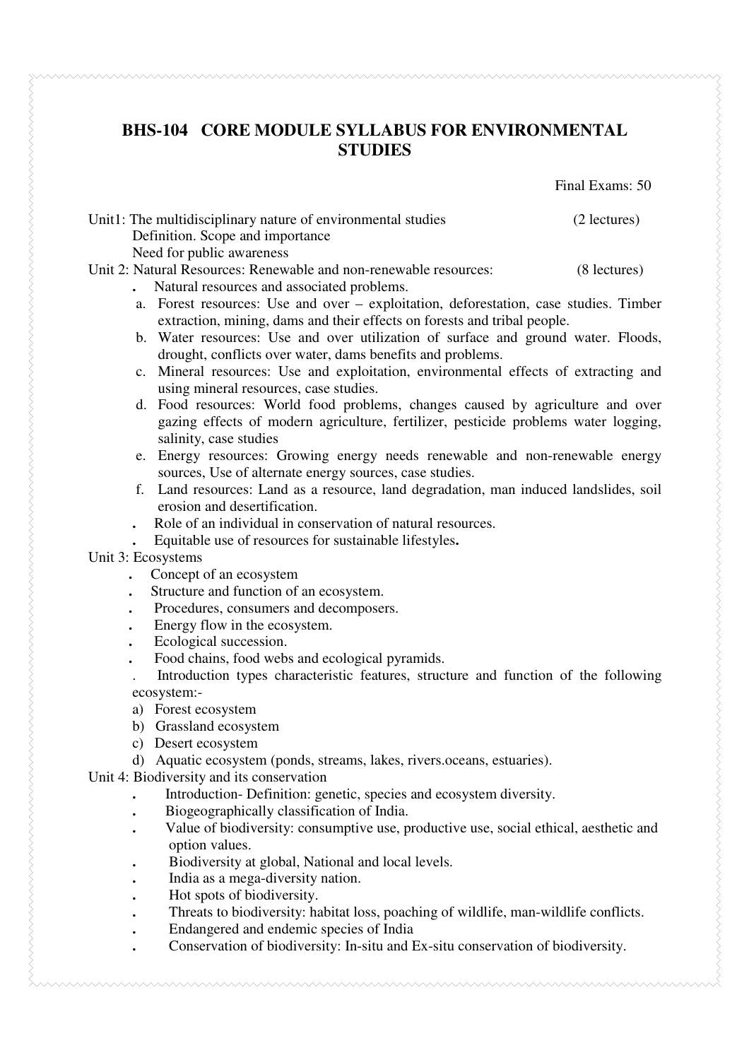## BHS-104 CORE MODULE SYLLABUS FOR ENVIRONMENTAL STUDIES

Final Exams: 50

Unit1: The multidisciplinary nature of environmental studies (2 lectures)

Definition. Scope and importance

Need for public awareness

Unit 2: Natural Resources: Renewable and non-renewable resources: (8 lectures)

- Natural resources and associated problems.
  - a. Forest resources: Use and over – exploitation, deforestation, case studies. Timber extraction, mining, dams and their effects on forests and tribal people.
  - b. Water resources: Use and over utilization of surface and ground water. Floods, drought, conflicts over water, dams benefits and problems.
  - c. Mineral resources: Use and exploitation, environmental effects of extracting and using mineral resources, case studies.
  - d. Food resources: World food problems, changes caused by agriculture and over gazing effects of modern agriculture, fertilizer, pesticide problems water logging, salinity, case studies
  - e. Energy resources: Growing energy needs renewable and non-renewable energy sources, Use of alternate energy sources, case studies.
  - f. Land resources: Land as a resource, land degradation, man induced landslides, soil erosion and desertification.
- Role of an individual in conservation of natural resources.
- Equitable use of resources for sustainable lifestyles**.**

Unit 3: Ecosystems

- Concept of an ecosystem
- Structure and function of an ecosystem.
- Procedures, consumers and decomposers.
- Energy flow in the ecosystem.
- Ecological succession.
- Food chains, food webs and ecological pyramids.
- Introduction types characteristic features, structure and function of the following ecosystem:-
  - a) Forest ecosystem
  - b) Grassland ecosystem
  - c) Desert ecosystem
  - d) Aquatic ecosystem (ponds, streams, lakes, rivers.oceans, estuaries).

Unit 4: Biodiversity and its conservation

- Introduction- Definition: genetic, species and ecosystem diversity.
- Biogeographically classification of India.
- Value of biodiversity: consumptive use, productive use, social ethical, aesthetic and option values.
- Biodiversity at global, National and local levels.
- India as a mega-diversity nation.
- Hot spots of biodiversity.
- Threats to biodiversity: habitat loss, poaching of wildlife, man-wildlife conflicts.
- Endangered and endemic species of India
- Conservation of biodiversity: In-situ and Ex-situ conservation of biodiversity.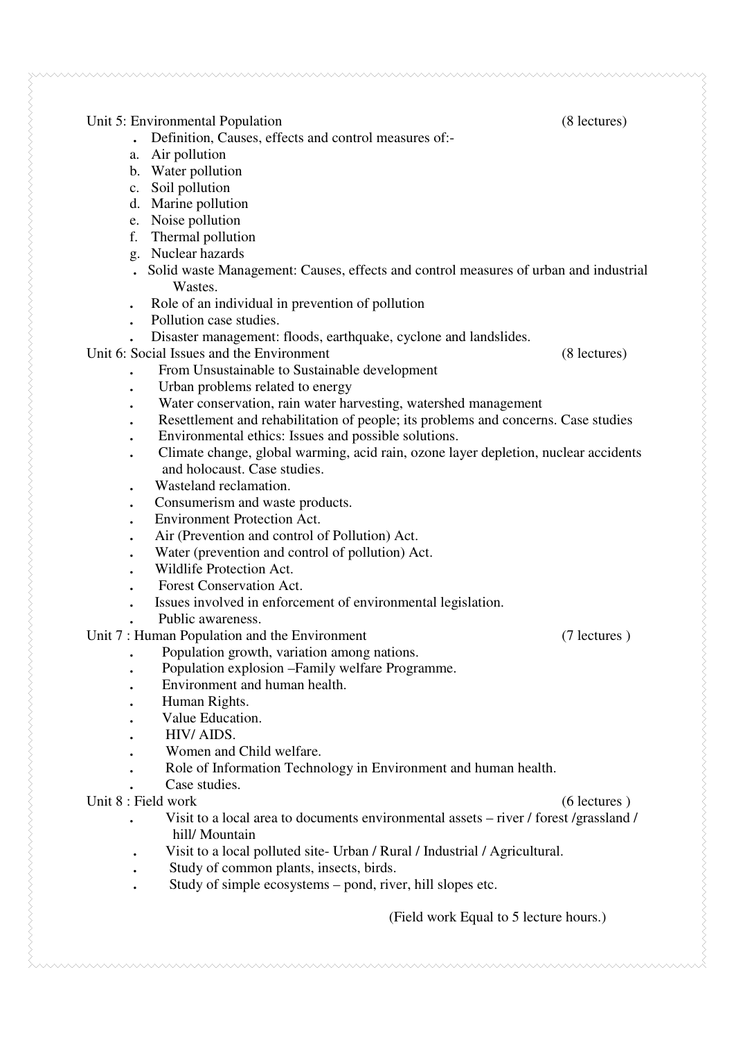Unit 5: Environmental Population (8 lectures)

- Definition, Causes, effects and control measures of:-
  - a. Air pollution
  - b. Water pollution
  - c. Soil pollution
  - d. Marine pollution
  - e. Noise pollution
  - f. Thermal pollution
  - g. Nuclear hazards
- Solid waste Management: Causes, effects and control measures of urban and industrial Wastes.
- Role of an individual in prevention of pollution
- Pollution case studies.
- Disaster management: floods, earthquake, cyclone and landslides.

Unit 6: Social Issues and the Environment (8 lectures)

- From Unsustainable to Sustainable development
- Urban problems related to energy
- Water conservation, rain water harvesting, watershed management
- Resettlement and rehabilitation of people; its problems and concerns. Case studies
- Environmental ethics: Issues and possible solutions.
- Climate change, global warming, acid rain, ozone layer depletion, nuclear accidents and holocaust. Case studies.
- Wasteland reclamation.
- Consumerism and waste products.
- Environment Protection Act.
- Air (Prevention and control of Pollution) Act.
- Water (prevention and control of pollution) Act.
- Wildlife Protection Act.
- Forest Conservation Act.
- Issues involved in enforcement of environmental legislation.
- Public awareness.

Unit 7 : Human Population and the Environment (7 lectures )

- Population growth, variation among nations.
- Population explosion –Family welfare Programme.
- Environment and human health.
- Human Rights.
- Value Education.
- HIV/ AIDS.
- Women and Child welfare.
- Role of Information Technology in Environment and human health.
- Case studies.

Unit 8 : Field work (6 lectures )

- Visit to a local area to documents environmental assets – river / forest /grassland / hill/ Mountain
- Visit to a local polluted site- Urban / Rural / Industrial / Agricultural.
- Study of common plants, insects, birds.
- Study of simple ecosystems – pond, river, hill slopes etc.

(Field work Equal to 5 lecture hours.)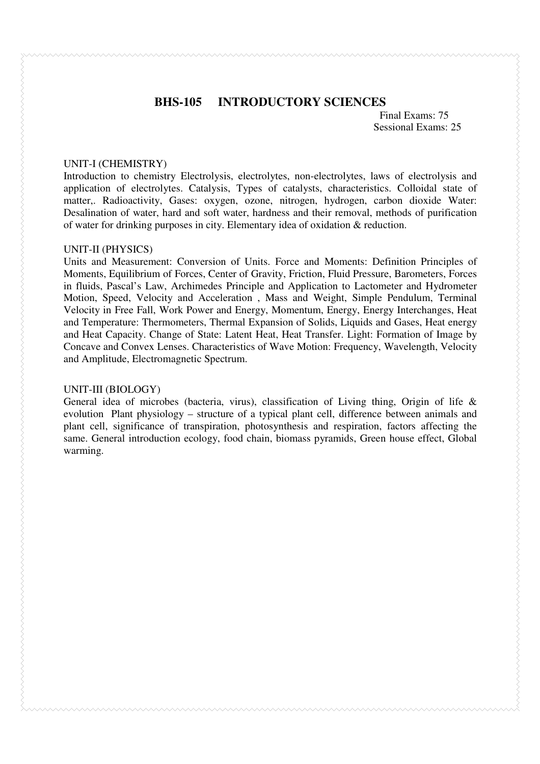## BHS-105 INTRODUCTORY SCIENCES

Final Exams: 75
Sessional Exams: 25

UNIT-I (CHEMISTRY)
Introduction to chemistry Electrolysis, electrolytes, non-electrolytes, laws of electrolysis and application of electrolytes. Catalysis, Types of catalysts, characteristics. Colloidal state of matter,. Radioactivity, Gases: oxygen, ozone, nitrogen, hydrogen, carbon dioxide Water: Desalination of water, hard and soft water, hardness and their removal, methods of purification of water for drinking purposes in city. Elementary idea of oxidation & reduction.

UNIT-II (PHYSICS)
Units and Measurement: Conversion of Units. Force and Moments: Definition Principles of Moments, Equilibrium of Forces, Center of Gravity, Friction, Fluid Pressure, Barometers, Forces in fluids, Pascal's Law, Archimedes Principle and Application to Lactometer and Hydrometer Motion, Speed, Velocity and Acceleration , Mass and Weight, Simple Pendulum, Terminal Velocity in Free Fall, Work Power and Energy, Momentum, Energy, Energy Interchanges, Heat and Temperature: Thermometers, Thermal Expansion of Solids, Liquids and Gases, Heat energy and Heat Capacity. Change of State: Latent Heat, Heat Transfer. Light: Formation of Image by Concave and Convex Lenses. Characteristics of Wave Motion: Frequency, Wavelength, Velocity and Amplitude, Electromagnetic Spectrum.

UNIT-III (BIOLOGY)
General idea of microbes (bacteria, virus), classification of Living thing, Origin of life & evolution Plant physiology – structure of a typical plant cell, difference between animals and plant cell, significance of transpiration, photosynthesis and respiration, factors affecting the same. General introduction ecology, food chain, biomass pyramids, Green house effect, Global warming.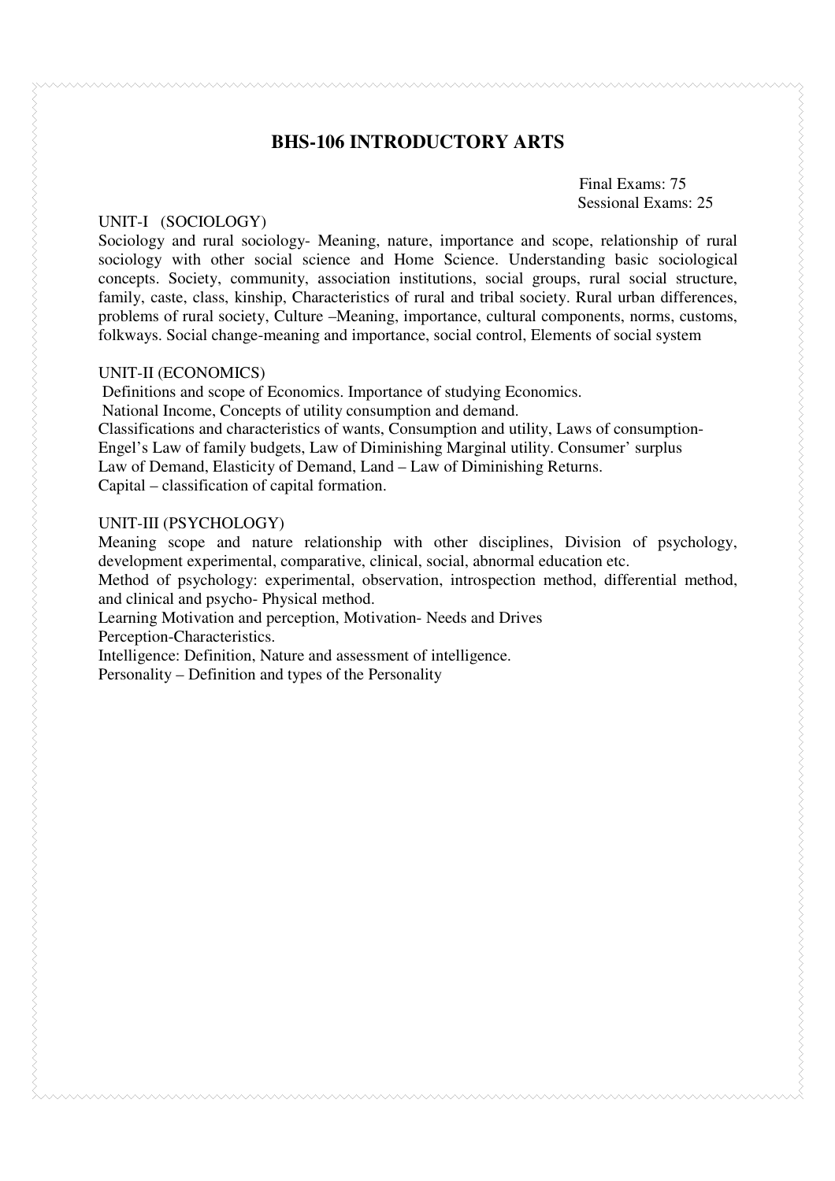## BHS-106 INTRODUCTORY ARTS

Final Exams: 75
Sessional Exams: 25

UNIT-I (SOCIOLOGY)

Sociology and rural sociology- Meaning, nature, importance and scope, relationship of rural sociology with other social science and Home Science. Understanding basic sociological concepts. Society, community, association institutions, social groups, rural social structure, family, caste, class, kinship, Characteristics of rural and tribal society. Rural urban differences, problems of rural society, Culture –Meaning, importance, cultural components, norms, customs, folkways. Social change-meaning and importance, social control, Elements of social system

UNIT-II (ECONOMICS)

Definitions and scope of Economics. Importance of studying Economics.
National Income, Concepts of utility consumption and demand.
Classifications and characteristics of wants, Consumption and utility, Laws of consumption-Engel's Law of family budgets, Law of Diminishing Marginal utility. Consumer' surplus
Law of Demand, Elasticity of Demand, Land – Law of Diminishing Returns.
Capital – classification of capital formation.

UNIT-III (PSYCHOLOGY)

Meaning scope and nature relationship with other disciplines, Division of psychology, development experimental, comparative, clinical, social, abnormal education etc.
Method of psychology: experimental, observation, introspection method, differential method, and clinical and psycho- Physical method.
Learning Motivation and perception, Motivation- Needs and Drives
Perception-Characteristics.
Intelligence: Definition, Nature and assessment of intelligence.
Personality – Definition and types of the Personality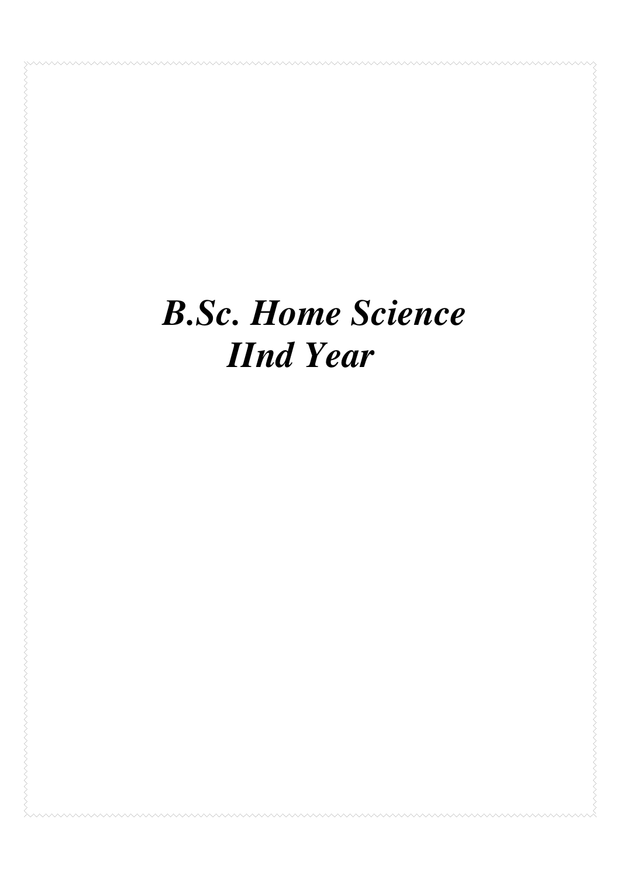# *B.Sc. Home Science*
# *IInd Year*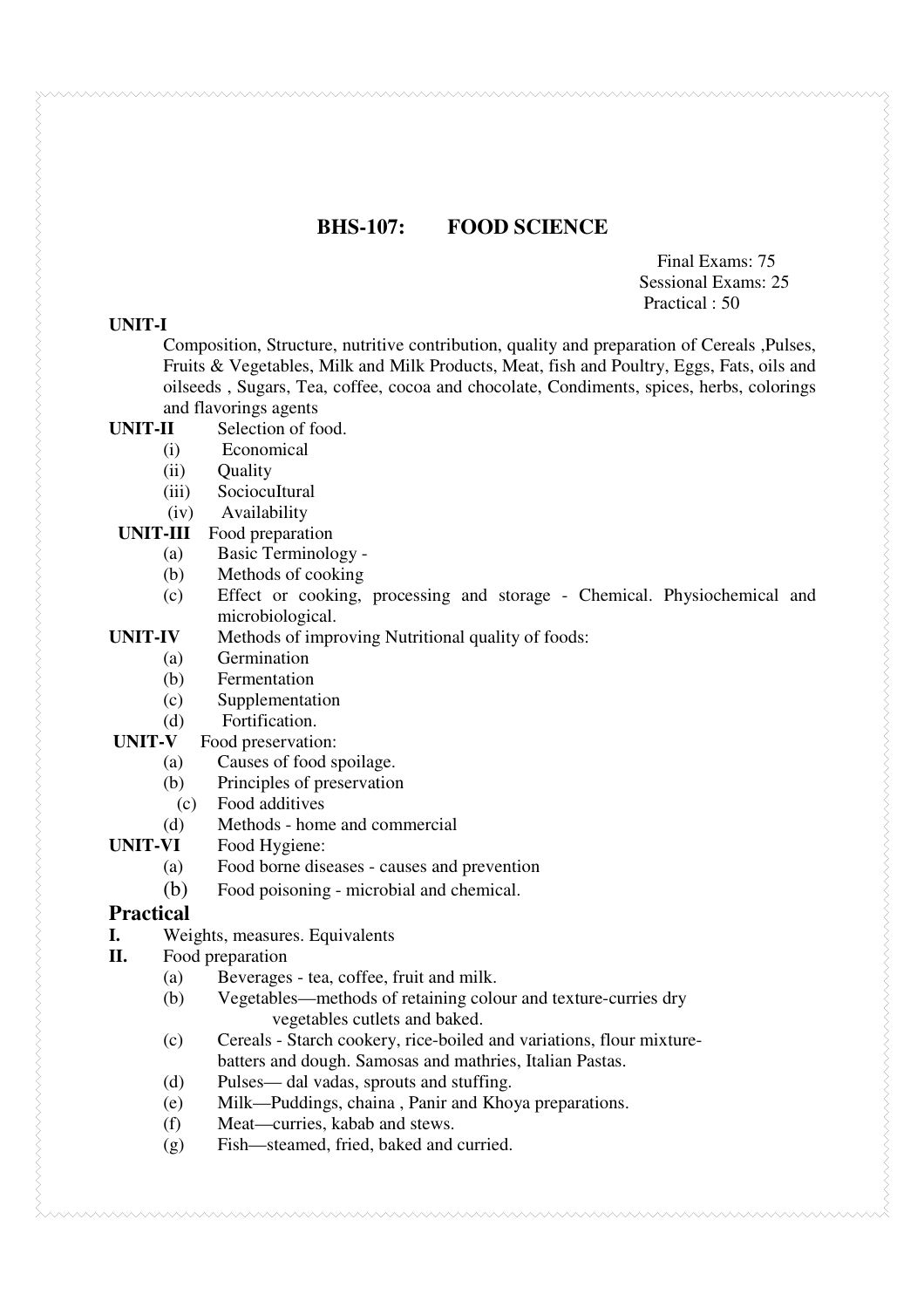## BHS-107: FOOD SCIENCE

Final Exams: 75
Sessional Exams: 25
Practical : 50

**UNIT-I**

Composition, Structure, nutritive contribution, quality and preparation of Cereals ,Pulses, Fruits & Vegetables, Milk and Milk Products, Meat, fish and Poultry, Eggs, Fats, oils and oilseeds , Sugars, Tea, coffee, cocoa and chocolate, Condiments, spices, herbs, colorings and flavorings agents

**UNIT-II** Selection of food.

- (i) Economical
- (ii) Quality
- (iii) SociocuItural
- (iv) Availability

**UNIT-III** Food preparation

- (a) Basic Terminology -
- (b) Methods of cooking
- (c) Effect or cooking, processing and storage - Chemical. Physiochemical and microbiological.

**UNIT-IV** Methods of improving Nutritional quality of foods:

- (a) Germination
- (b) Fermentation
- (c) Supplementation
- (d) Fortification.

**UNIT-V** Food preservation:

- (a) Causes of food spoilage.
- (b) Principles of preservation
- (c) Food additives
- (d) Methods - home and commercial

**UNIT-VI** Food Hygiene:

- (a) Food borne diseases - causes and prevention
- (b) Food poisoning - microbial and chemical.

## Practical

**I.** Weights, measures. Equivalents

**II.** Food preparation

- (a) Beverages - tea, coffee, fruit and milk.
- (b) Vegetables—methods of retaining colour and texture-curries dry vegetables cutlets and baked.
- (c) Cereals - Starch cookery, rice-boiled and variations, flour mixture-batters and dough. Samosas and mathries, Italian Pastas.
- (d) Pulses— dal vadas, sprouts and stuffing.
- (e) Milk—Puddings, chaina , Panir and Khoya preparations.
- (f) Meat—curries, kabab and stews.
- (g) Fish—steamed, fried, baked and curried.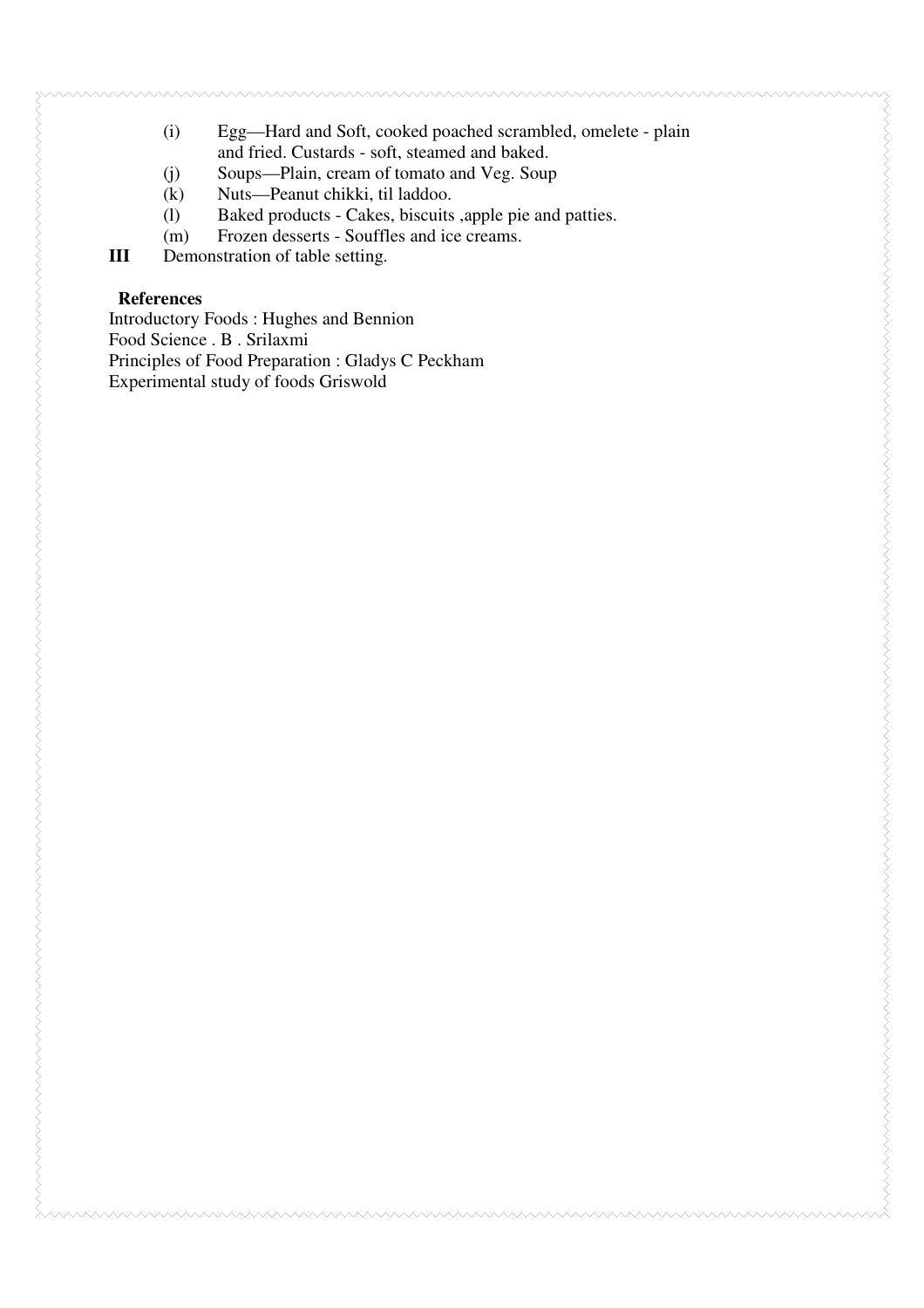(i) Egg—Hard and Soft, cooked poached scrambled, omelete - plain and fried. Custards - soft, steamed and baked.

(j) Soups—Plain, cream of tomato and Veg. Soup

(k) Nuts—Peanut chikki, til laddoo.

(l) Baked products - Cakes, biscuits ,apple pie and patties.

(m) Frozen desserts - Souffles and ice creams.

**III** Demonstration of table setting.

**References**

Introductory Foods : Hughes and Bennion

Food Science . B . Srilaxmi

Principles of Food Preparation : Gladys C Peckham

Experimental study of foods Griswold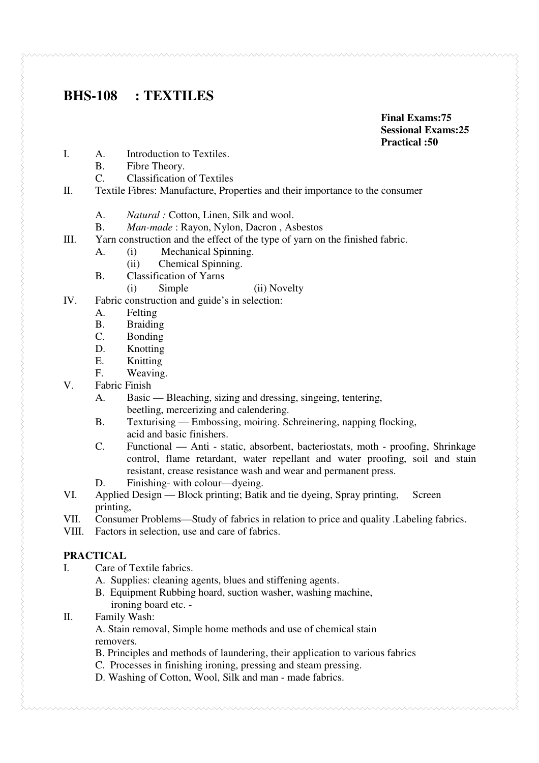## BHS-108 : TEXTILES

**Final Exams:75**
**Sessional Exams:25**
**Practical :50**

I. A. Introduction to Textiles.
   B. Fibre Theory.
   C. Classification of Textiles

II. Textile Fibres: Manufacture, Properties and their importance to the consumer

   A. *Natural :* Cotton, Linen, Silk and wool.
   B. *Man-made* : Rayon, Nylon, Dacron , Asbestos

III. Yarn construction and the effect of the type of yarn on the finished fabric.
   A. (i) Mechanical Spinning.
      (ii) Chemical Spinning.
   B. Classification of Yarns
      (i) Simple (ii) Novelty

IV. Fabric construction and guide's in selection:
   A. Felting
   B. Braiding
   C. Bonding
   D. Knotting
   E. Knitting
   F. Weaving.

V. Fabric Finish
   A. Basic — Bleaching, sizing and dressing, singeing, tentering, beetling, mercerizing and calendering.
   B. Texturising — Embossing, moiring. Schreinering, napping flocking, acid and basic finishers.
   C. Functional — Anti - static, absorbent, bacteriostats, moth - proofing, Shrinkage control, flame retardant, water repellant and water proofing, soil and stain resistant, crease resistance wash and wear and permanent press.
   D. Finishing- with colour—dyeing.

VI. Applied Design — Block printing; Batik and tie dyeing, Spray printing, Screen printing,

VII. Consumer Problems—Study of fabrics in relation to price and quality .Labeling fabrics.

VIII. Factors in selection, use and care of fabrics.

### PRACTICAL

I. Care of Textile fabrics.
   A. Supplies: cleaning agents, blues and stiffening agents.
   B. Equipment Rubbing hoard, suction washer, washing machine, ironing board etc. -

II. Family Wash:
   A. Stain removal, Simple home methods and use of chemical stain removers.
   B. Principles and methods of laundering, their application to various fabrics
   C. Processes in finishing ironing, pressing and steam pressing.
   D. Washing of Cotton, Wool, Silk and man - made fabrics.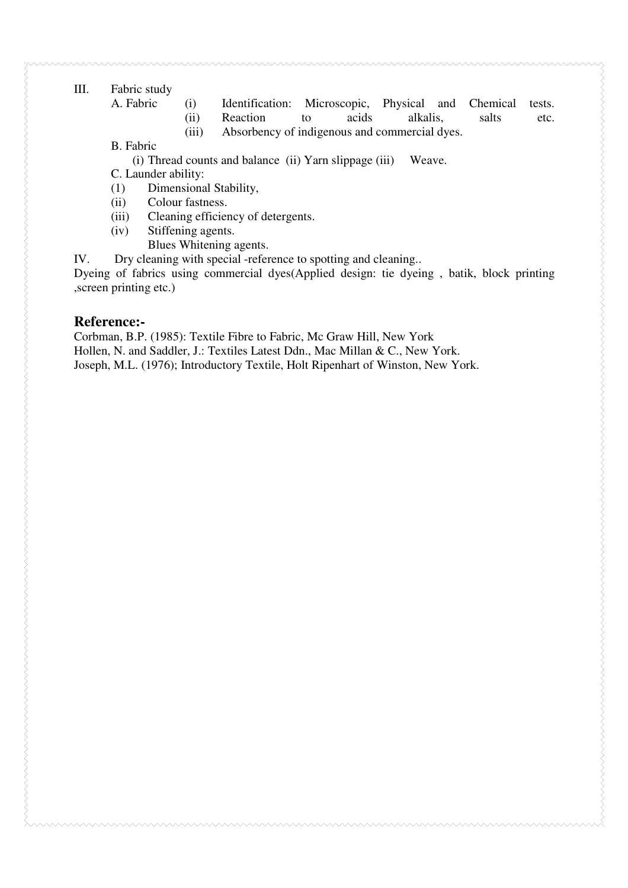III. Fabric study

A. Fabric
- (i) Identification: Microscopic, Physical and Chemical tests.
- (ii) Reaction to acids alkalis, salts etc.
- (iii) Absorbency of indigenous and commercial dyes.

B. Fabric

(i) Thread counts and balance (ii) Yarn slippage (iii) Weave.

C. Launder ability:
- (1) Dimensional Stability,
- (ii) Colour fastness.
- (iii) Cleaning efficiency of detergents.
- (iv) Stiffening agents.

  Blues Whitening agents.

IV. Dry cleaning with special -reference to spotting and cleaning..

Dyeing of fabrics using commercial dyes(Applied design: tie dyeing , batik, block printing ,screen printing etc.)

## Reference:-

Corbman, B.P. (1985): Textile Fibre to Fabric, Mc Graw Hill, New York

Hollen, N. and Saddler, J.: Textiles Latest Ddn., Mac Millan & C., New York.

Joseph, M.L. (1976); Introductory Textile, Holt Ripenhart of Winston, New York.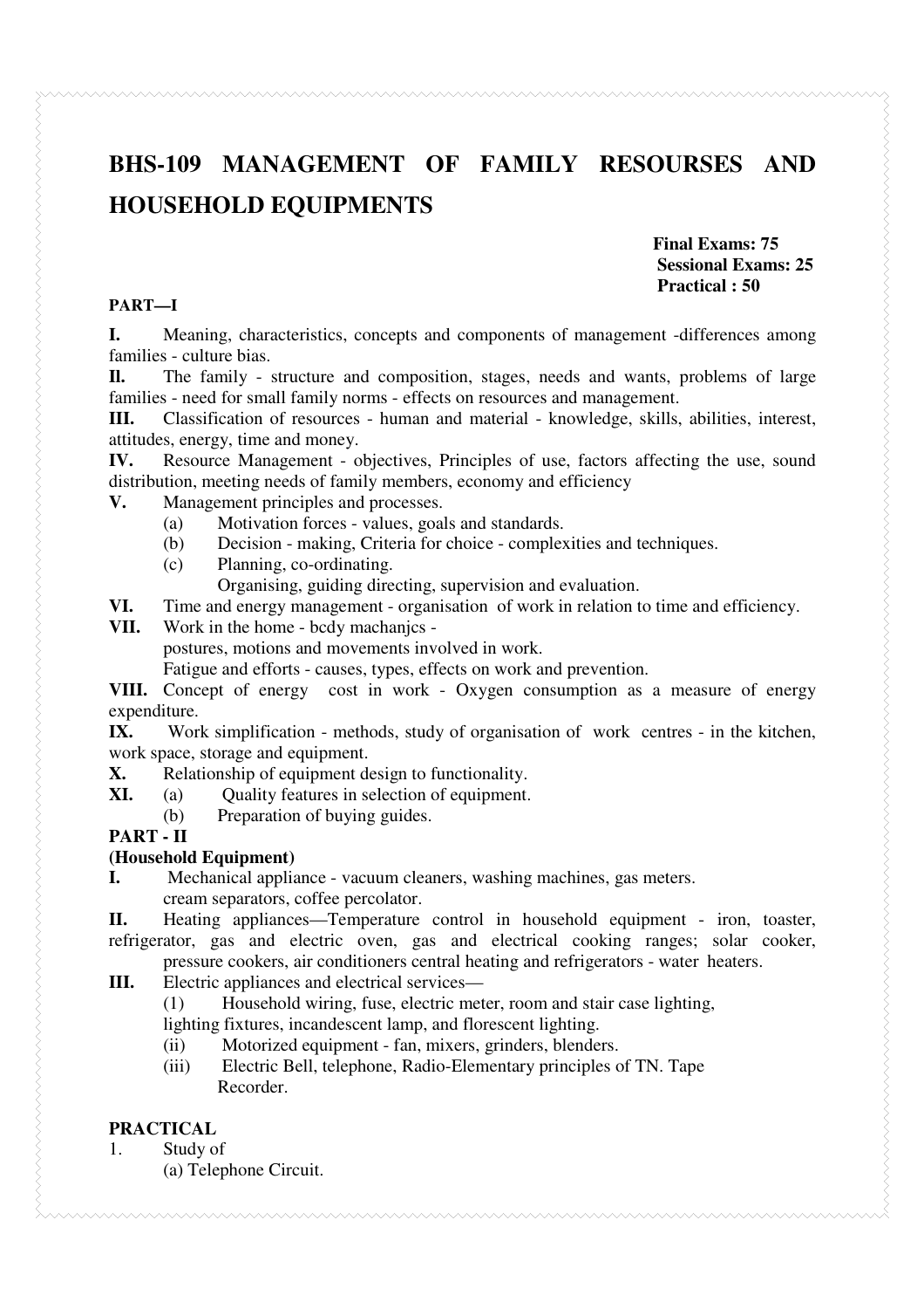# BHS-109 MANAGEMENT OF FAMILY RESOURSES AND HOUSEHOLD EQUIPMENTS

**Final Exams: 75**
**Sessional Exams: 25**
**Practical : 50**

**PART—I**

**I.** Meaning, characteristics, concepts and components of management -differences among families - culture bias.

**Il.** The family - structure and composition, stages, needs and wants, problems of large families - need for small family norms - effects on resources and management.

**III.** Classification of resources - human and material - knowledge, skills, abilities, interest, attitudes, energy, time and money.

**IV.** Resource Management - objectives, Principles of use, factors affecting the use, sound distribution, meeting needs of family members, economy and efficiency

**V.** Management principles and processes.

- (a) Motivation forces - values, goals and standards.
- (b) Decision - making, Criteria for choice - complexities and techniques.
- (c) Planning, co-ordinating.
  Organising, guiding directing, supervision and evaluation.

**VI.** Time and energy management - organisation of work in relation to time and efficiency.

**VII.** Work in the home - bcdy machanjcs -
postures, motions and movements involved in work.
Fatigue and efforts - causes, types, effects on work and prevention.

**VIII.** Concept of energy cost in work - Oxygen consumption as a measure of energy expenditure.

**IX.** Work simplification - methods, study of organisation of work centres - in the kitchen, work space, storage and equipment.

**X.** Relationship of equipment design to functionality.

**XI.**
- (a) Quality features in selection of equipment.
- (b) Preparation of buying guides.

**PART - II**

**(Household Equipment)**

**I.** Mechanical appliance - vacuum cleaners, washing machines, gas meters.
cream separators, coffee percolator.

**II.** Heating appliances—Temperature control in household equipment - iron, toaster, refrigerator, gas and electric oven, gas and electrical cooking ranges; solar cooker, pressure cookers, air conditioners central heating and refrigerators - water heaters.

**III.** Electric appliances and electrical services—

- (1) Household wiring, fuse, electric meter, room and stair case lighting,
  lighting fixtures, incandescent lamp, and florescent lighting.
- (ii) Motorized equipment - fan, mixers, grinders, blenders.
- (iii) Electric Bell, telephone, Radio-Elementary principles of TN. Tape Recorder.

**PRACTICAL**

1. Study of
   (a) Telephone Circuit.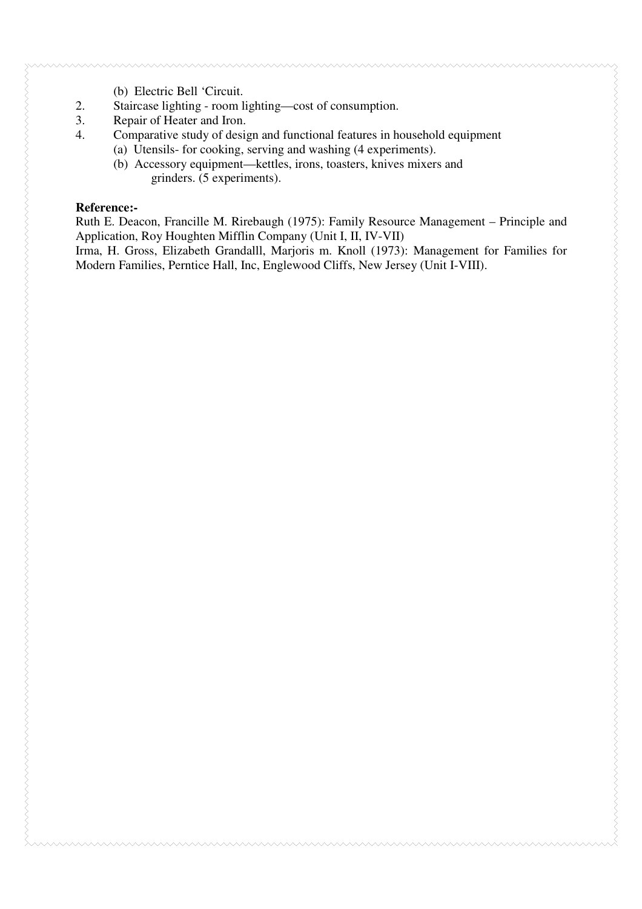(b) Electric Bell 'Circuit.

2. Staircase lighting - room lighting—cost of consumption.
3. Repair of Heater and Iron.
4. Comparative study of design and functional features in household equipment
   (a) Utensils- for cooking, serving and washing (4 experiments).
   (b) Accessory equipment—kettles, irons, toasters, knives mixers and grinders. (5 experiments).

**Reference:-**

Ruth E. Deacon, Francille M. Rirebaugh (1975): Family Resource Management – Principle and Application, Roy Houghten Mifflin Company (Unit I, II, IV-VII)

Irma, H. Gross, Elizabeth Grandalll, Marjoris m. Knoll (1973): Management for Families for Modern Families, Perntice Hall, Inc, Englewood Cliffs, New Jersey (Unit I-VIII).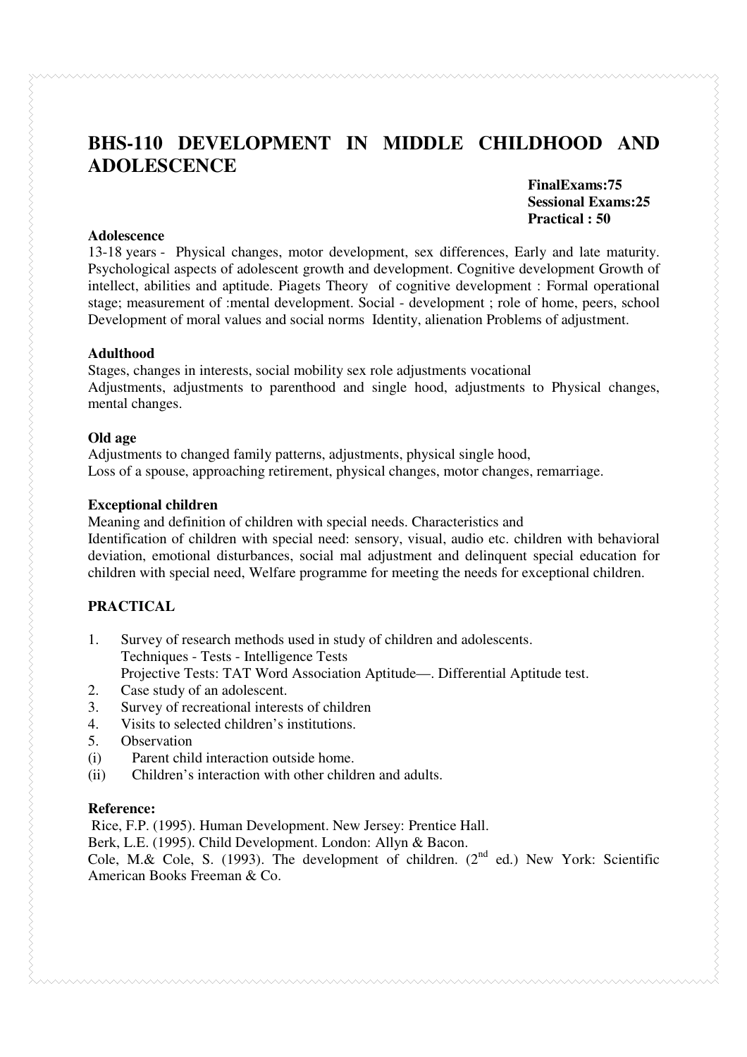# BHS-110 DEVELOPMENT IN MIDDLE CHILDHOOD AND ADOLESCENCE

**FinalExams:75**
**Sessional Exams:25**
**Practical : 50**

**Adolescence**

13-18 years - Physical changes, motor development, sex differences, Early and late maturity. Psychological aspects of adolescent growth and development. Cognitive development Growth of intellect, abilities and aptitude. Piagets Theory of cognitive development : Formal operational stage; measurement of :mental development. Social - development ; role of home, peers, school Development of moral values and social norms Identity, alienation Problems of adjustment.

**Adulthood**

Stages, changes in interests, social mobility sex role adjustments vocational
Adjustments, adjustments to parenthood and single hood, adjustments to Physical changes, mental changes.

**Old age**

Adjustments to changed family patterns, adjustments, physical single hood,
Loss of a spouse, approaching retirement, physical changes, motor changes, remarriage.

**Exceptional children**

Meaning and definition of children with special needs. Characteristics and
Identification of children with special need: sensory, visual, audio etc. children with behavioral deviation, emotional disturbances, social mal adjustment and delinquent special education for children with special need, Welfare programme for meeting the needs for exceptional children.

## PRACTICAL

1. Survey of research methods used in study of children and adolescents.
   Techniques - Tests - Intelligence Tests
   Projective Tests: TAT Word Association Aptitude—. Differential Aptitude test.
2. Case study of an adolescent.
3. Survey of recreational interests of children
4. Visits to selected children's institutions.
5. Observation

(i) Parent child interaction outside home.
(ii) Children's interaction with other children and adults.

**Reference:**

Rice, F.P. (1995). Human Development. New Jersey: Prentice Hall.
Berk, L.E. (1995). Child Development. London: Allyn & Bacon.
Cole, M.& Cole, S. (1993). The development of children. (2nd ed.) New York: Scientific American Books Freeman & Co.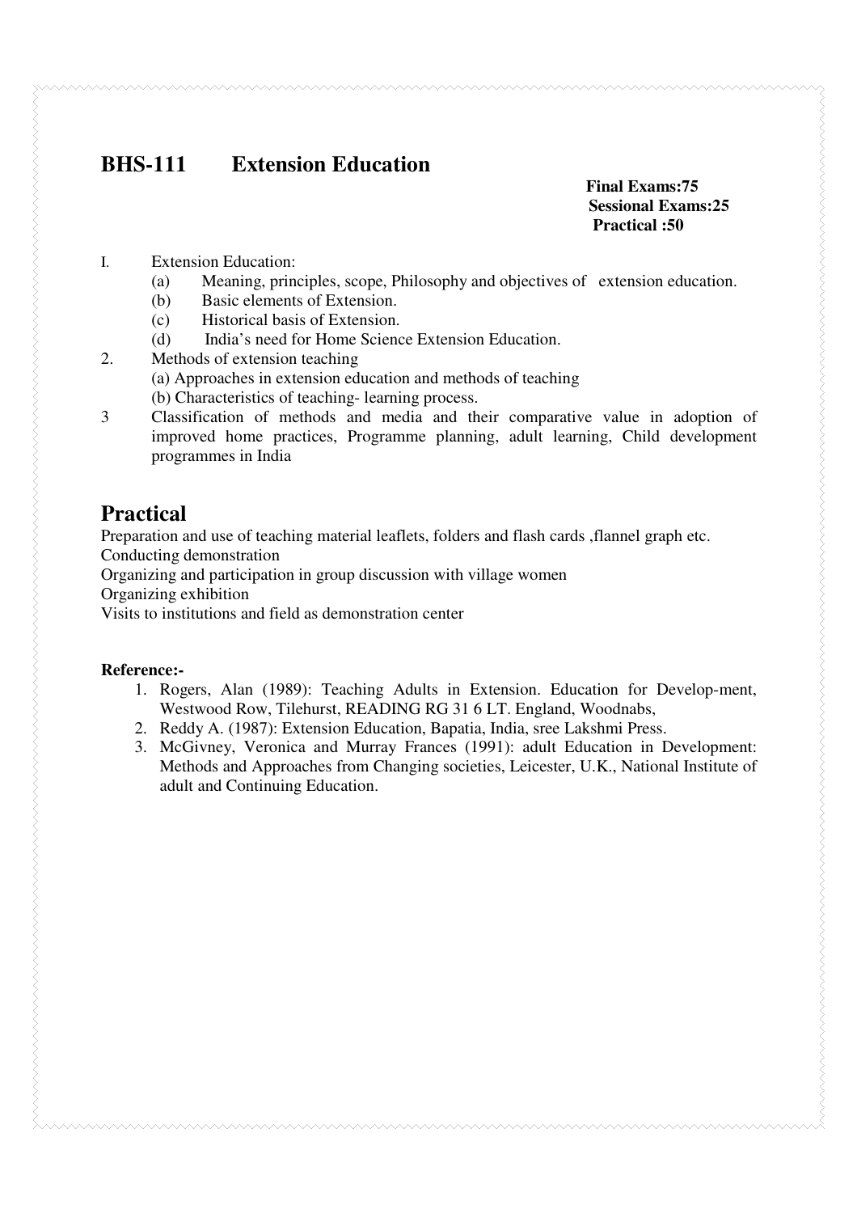## BHS-111 Extension Education

**Final Exams:75**
**Sessional Exams:25**
**Practical :50**

I. Extension Education:
   (a) Meaning, principles, scope, Philosophy and objectives of extension education.
   (b) Basic elements of Extension.
   (c) Historical basis of Extension.
   (d) India's need for Home Science Extension Education.

2. Methods of extension teaching
   (a) Approaches in extension education and methods of teaching
   (b) Characteristics of teaching- learning process.

3 Classification of methods and media and their comparative value in adoption of improved home practices, Programme planning, adult learning, Child development programmes in India

## Practical

Preparation and use of teaching material leaflets, folders and flash cards ,flannel graph etc.
Conducting demonstration
Organizing and participation in group discussion with village women
Organizing exhibition
Visits to institutions and field as demonstration center

**Reference:-**

1. Rogers, Alan (1989): Teaching Adults in Extension. Education for Develop-ment, Westwood Row, Tilehurst, READING RG 31 6 LT. England, Woodnabs,
2. Reddy A. (1987): Extension Education, Bapatia, India, sree Lakshmi Press.
3. McGivney, Veronica and Murray Frances (1991): adult Education in Development: Methods and Approaches from Changing societies, Leicester, U.K., National Institute of adult and Continuing Education.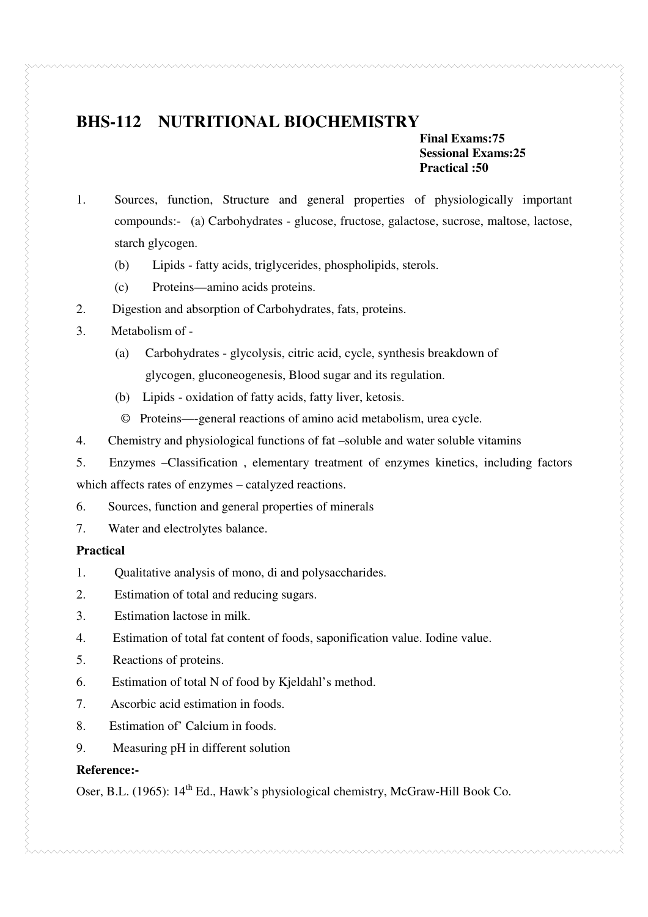## BHS-112 NUTRITIONAL BIOCHEMISTRY

**Final Exams:75**
**Sessional Exams:25**
**Practical :50**

1. Sources, function, Structure and general properties of physiologically important compounds:- (a) Carbohydrates - glucose, fructose, galactose, sucrose, maltose, lactose, starch glycogen.
   (b) Lipids - fatty acids, triglycerides, phospholipids, sterols.
   (c) Proteins—amino acids proteins.
2. Digestion and absorption of Carbohydrates, fats, proteins.
3. Metabolism of -
   (a) Carbohydrates - glycolysis, citric acid, cycle, synthesis breakdown of glycogen, gluconeogenesis, Blood sugar and its regulation.
   (b) Lipids - oxidation of fatty acids, fatty liver, ketosis.
   © Proteins—-general reactions of amino acid metabolism, urea cycle.
4. Chemistry and physiological functions of fat –soluble and water soluble vitamins
5. Enzymes –Classification , elementary treatment of enzymes kinetics, including factors which affects rates of enzymes – catalyzed reactions.
6. Sources, function and general properties of minerals
7. Water and electrolytes balance.

**Practical**

1. Qualitative analysis of mono, di and polysaccharides.
2. Estimation of total and reducing sugars.
3. Estimation lactose in milk.
4. Estimation of total fat content of foods, saponification value. Iodine value.
5. Reactions of proteins.
6. Estimation of total N of food by Kjeldahl's method.
7. Ascorbic acid estimation in foods.
8. Estimation of' Calcium in foods.
9. Measuring pH in different solution

**Reference:-**

Oser, B.L. (1965): 14th Ed., Hawk's physiological chemistry, McGraw-Hill Book Co.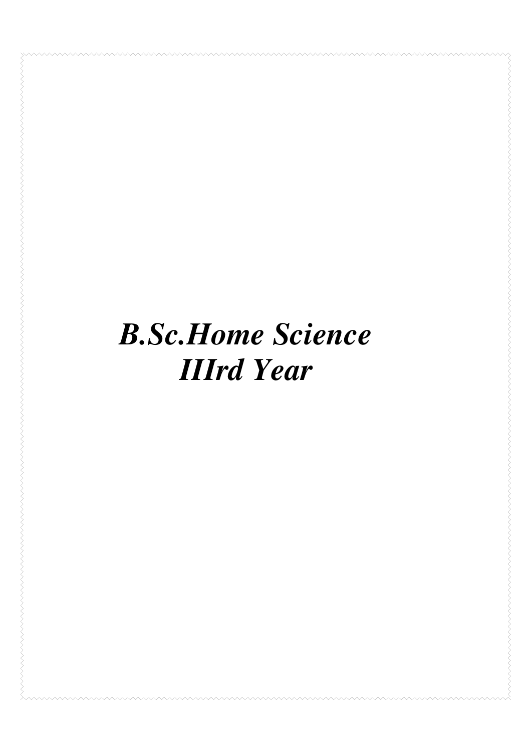# *B.Sc.Home Science IIIrd Year*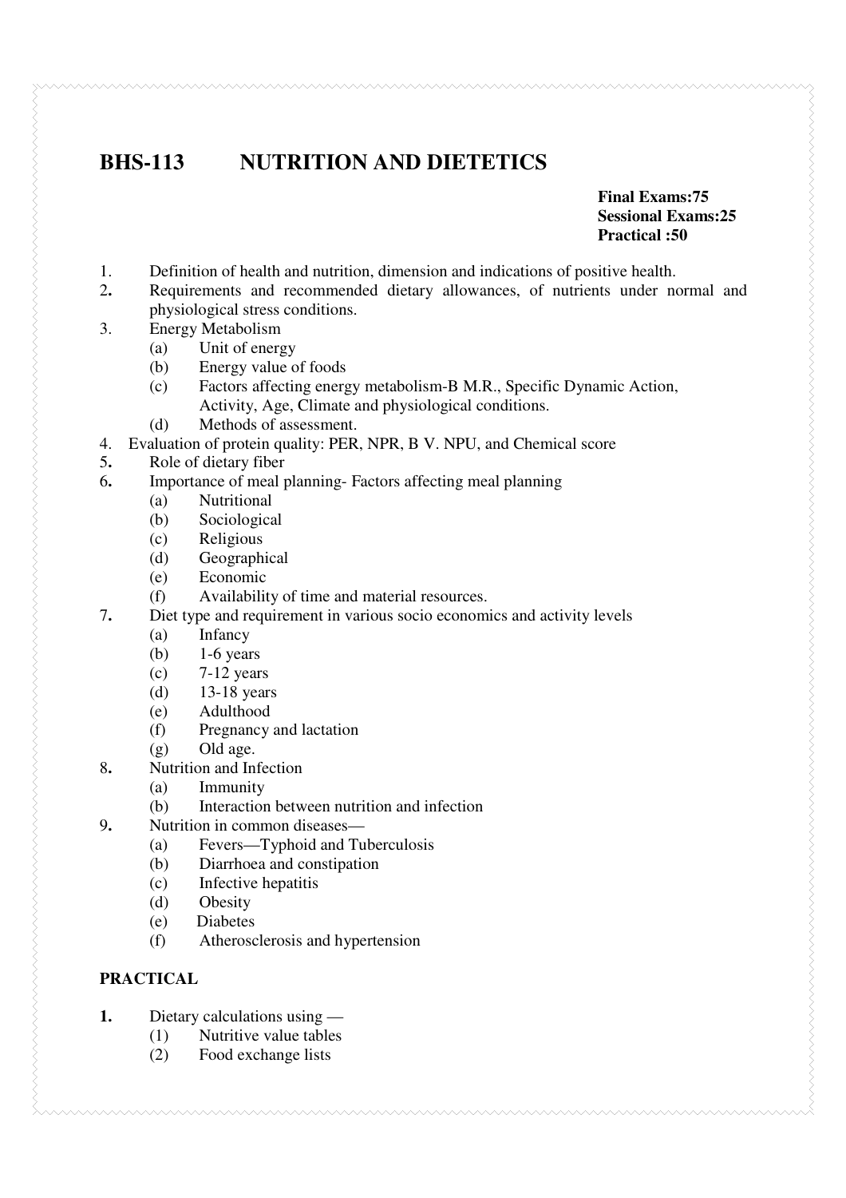# BHS-113 NUTRITION AND DIETETICS

**Final Exams:75**
**Sessional Exams:25**
**Practical :50**

1. Definition of health and nutrition, dimension and indications of positive health.
2. Requirements and recommended dietary allowances, of nutrients under normal and physiological stress conditions.
3. Energy Metabolism
   - (a) Unit of energy
   - (b) Energy value of foods
   - (c) Factors affecting energy metabolism-B M.R., Specific Dynamic Action, Activity, Age, Climate and physiological conditions.
   - (d) Methods of assessment.
4. Evaluation of protein quality: PER, NPR, B V. NPU, and Chemical score
5. Role of dietary fiber
6. Importance of meal planning- Factors affecting meal planning
   - (a) Nutritional
   - (b) Sociological
   - (c) Religious
   - (d) Geographical
   - (e) Economic
   - (f) Availability of time and material resources.
7. Diet type and requirement in various socio economics and activity levels
   - (a) Infancy
   - (b) 1-6 years
   - (c) 7-12 years
   - (d) 13-18 years
   - (e) Adulthood
   - (f) Pregnancy and lactation
   - (g) Old age.
8. Nutrition and Infection
   - (a) Immunity
   - (b) Interaction between nutrition and infection
9. Nutrition in common diseases—
   - (a) Fevers—Typhoid and Tuberculosis
   - (b) Diarrhoea and constipation
   - (c) Infective hepatitis
   - (d) Obesity
   - (e) Diabetes
   - (f) Atherosclerosis and hypertension

## PRACTICAL

1. Dietary calculations using —
   - (1) Nutritive value tables
   - (2) Food exchange lists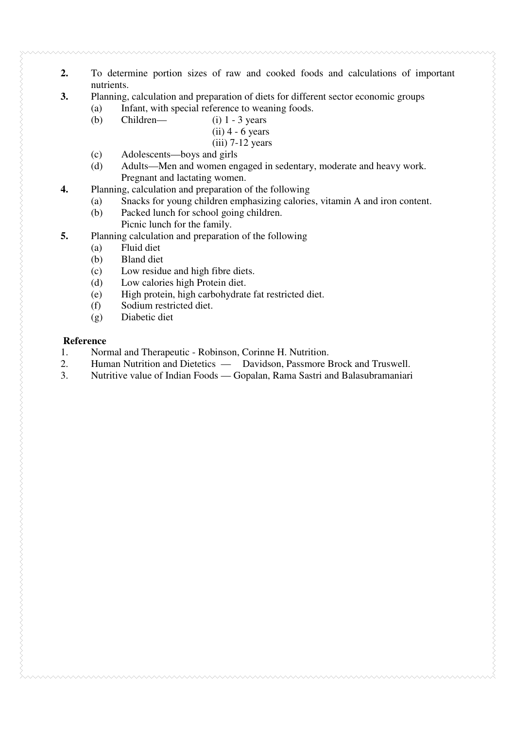**2.** To determine portion sizes of raw and cooked foods and calculations of important nutrients.

**3.** Planning, calculation and preparation of diets for different sector economic groups

- (a) Infant, with special reference to weaning foods.
- (b) Children— (i) 1 - 3 years
  - (ii) 4 - 6 years
  - (iii) 7-12 years
- (c) Adolescents—boys and girls
- (d) Adults—Men and women engaged in sedentary, moderate and heavy work. Pregnant and lactating women.

**4.** Planning, calculation and preparation of the following

- (a) Snacks for young children emphasizing calories, vitamin A and iron content.
- (b) Packed lunch for school going children. Picnic lunch for the family.

**5.** Planning calculation and preparation of the following

- (a) Fluid diet
- (b) Bland diet
- (c) Low residue and high fibre diets.
- (d) Low calories high Protein diet.
- (e) High protein, high carbohydrate fat restricted diet.
- (f) Sodium restricted diet.
- (g) Diabetic diet

**Reference**

1. Normal and Therapeutic - Robinson, Corinne H. Nutrition.
2. Human Nutrition and Dietetics — Davidson, Passmore Brock and Truswell.
3. Nutritive value of Indian Foods — Gopalan, Rama Sastri and Balasubramaniari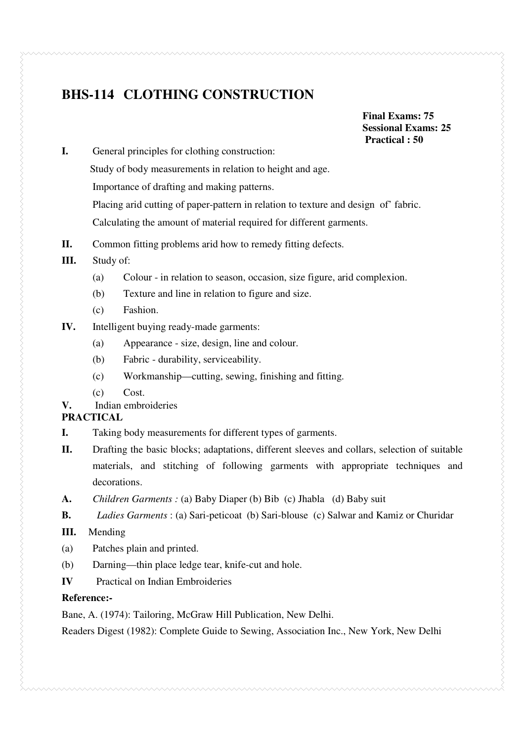# BHS-114 CLOTHING CONSTRUCTION

**Final Exams: 75**
**Sessional Exams: 25**
**Practical : 50**

**I.** General principles for clothing construction:

Study of body measurements in relation to height and age.

Importance of drafting and making patterns.

Placing arid cutting of paper-pattern in relation to texture and design of' fabric.

Calculating the amount of material required for different garments.

**II.** Common fitting problems arid how to remedy fitting defects.

**III.** Study of:

(a) Colour - in relation to season, occasion, size figure, arid complexion.

(b) Texture and line in relation to figure and size.

(c) Fashion.

**IV.** Intelligent buying ready-made garments:

(a) Appearance - size, design, line and colour.

(b) Fabric - durability, serviceability.

(c) Workmanship—cutting, sewing, finishing and fitting.

(c) Cost.

**V.** Indian embroideries

**PRACTICAL**

**I.** Taking body measurements for different types of garments.

**II.** Drafting the basic blocks; adaptations, different sleeves and collars, selection of suitable materials, and stitching of following garments with appropriate techniques and decorations.

**A.** *Children Garments :* (a) Baby Diaper (b) Bib (c) Jhabla (d) Baby suit

**B.** *Ladies Garments* : (a) Sari-peticoat (b) Sari-blouse (c) Salwar and Kamiz or Churidar

**III.** Mending

(a) Patches plain and printed.

(b) Darning—thin place ledge tear, knife-cut and hole.

**IV** Practical on Indian Embroideries

**Reference:-**

Bane, A. (1974): Tailoring, McGraw Hill Publication, New Delhi.

Readers Digest (1982): Complete Guide to Sewing, Association Inc., New York, New Delhi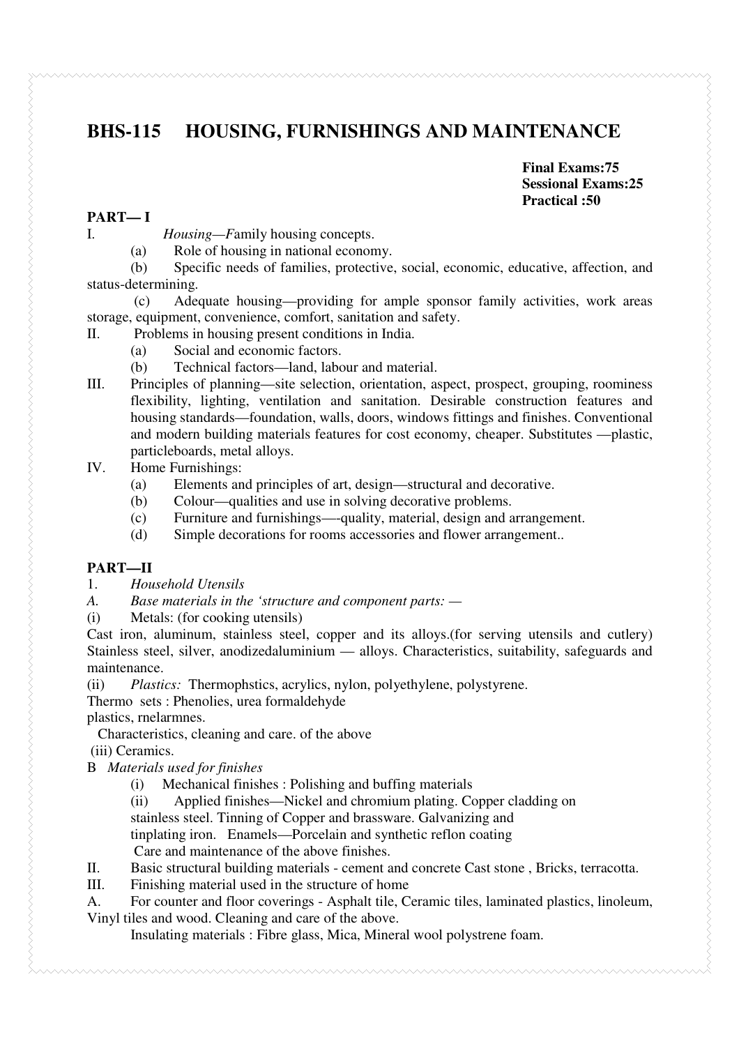# BHS-115 HOUSING, FURNISHINGS AND MAINTENANCE

**Final Exams:75**
**Sessional Exams:25**
**Practical :50**

**PART— I**

I. *Housing—F*amily housing concepts.

(a) Role of housing in national economy.

(b) Specific needs of families, protective, social, economic, educative, affection, and status-determining.

(c) Adequate housing—providing for ample sponsor family activities, work areas storage, equipment, convenience, comfort, sanitation and safety.

II. Problems in housing present conditions in India.

(a) Social and economic factors.

(b) Technical factors—land, labour and material.

III. Principles of planning—site selection, orientation, aspect, prospect, grouping, roominess flexibility, lighting, ventilation and sanitation. Desirable construction features and housing standards—foundation, walls, doors, windows fittings and finishes. Conventional and modern building materials features for cost economy, cheaper. Substitutes —plastic, particleboards, metal alloys.

IV. Home Furnishings:

(a) Elements and principles of art, design—structural and decorative.

(b) Colour—qualities and use in solving decorative problems.

(c) Furniture and furnishings—-quality, material, design and arrangement.

(d) Simple decorations for rooms accessories and flower arrangement..

**PART—II**

1. *Household Utensils*

*A. Base materials in the 'structure and component parts: —*

(i) Metals: (for cooking utensils)

Cast iron, aluminum, stainless steel, copper and its alloys.(for serving utensils and cutlery) Stainless steel, silver, anodizedaluminium — alloys. Characteristics, suitability, safeguards and maintenance.

(ii) *Plastics:* Thermophstics, acrylics, nylon, polyethylene, polystyrene.

Thermo sets : Phenolies, urea formaldehyde

plastics, rnelarmnes.

Characteristics, cleaning and care. of the above

(iii) Ceramics.

B *Materials used for finishes*

(i) Mechanical finishes : Polishing and buffing materials

(ii) Applied finishes—Nickel and chromium plating. Copper cladding on stainless steel. Tinning of Copper and brassware. Galvanizing and tinplating iron. Enamels—Porcelain and synthetic reflon coating

Care and maintenance of the above finishes.

II. Basic structural building materials - cement and concrete Cast stone , Bricks, terracotta.

III. Finishing material used in the structure of home

A. For counter and floor coverings - Asphalt tile, Ceramic tiles, laminated plastics, linoleum, Vinyl tiles and wood. Cleaning and care of the above.

Insulating materials : Fibre glass, Mica, Mineral wool polystrene foam.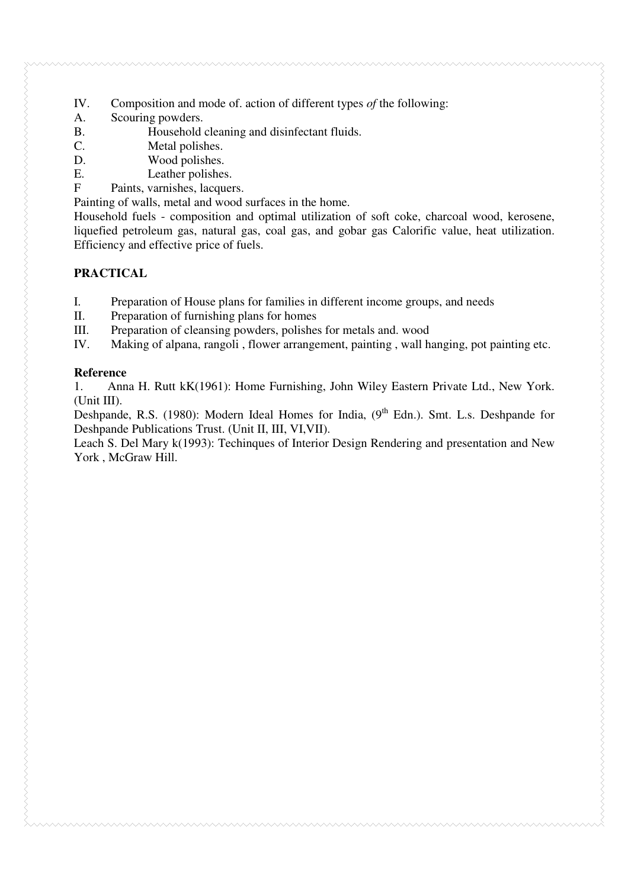IV. Composition and mode of. action of different types *of* the following:

A. Scouring powders.

B. Household cleaning and disinfectant fluids.

C. Metal polishes.

D. Wood polishes.

E. Leather polishes.

F Paints, varnishes, lacquers.

Painting of walls, metal and wood surfaces in the home.

Household fuels - composition and optimal utilization of soft coke, charcoal wood, kerosene, liquefied petroleum gas, natural gas, coal gas, and gobar gas Calorific value, heat utilization. Efficiency and effective price of fuels.

**PRACTICAL**

I. Preparation of House plans for families in different income groups, and needs

II. Preparation of furnishing plans for homes

III. Preparation of cleansing powders, polishes for metals and. wood

IV. Making of alpana, rangoli , flower arrangement, painting , wall hanging, pot painting etc.

**Reference**

1. Anna H. Rutt kK(1961): Home Furnishing, John Wiley Eastern Private Ltd., New York. (Unit III).

Deshpande, R.S. (1980): Modern Ideal Homes for India, (9th Edn.). Smt. L.s. Deshpande for Deshpande Publications Trust. (Unit II, III, VI,VII).

Leach S. Del Mary k(1993): Techinques of Interior Design Rendering and presentation and New York , McGraw Hill.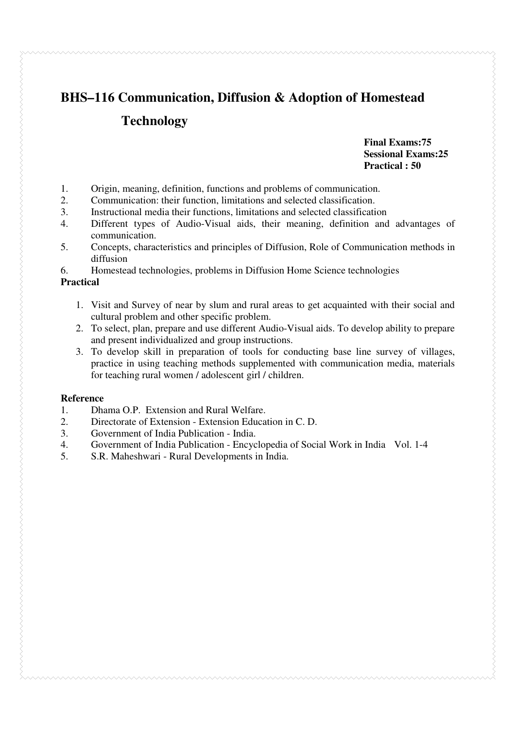## BHS–116 Communication, Diffusion & Adoption of Homestead Technology

**Final Exams:75**
**Sessional Exams:25**
**Practical : 50**

1. Origin, meaning, definition, functions and problems of communication.
2. Communication: their function, limitations and selected classification.
3. Instructional media their functions, limitations and selected classification
4. Different types of Audio-Visual aids, their meaning, definition and advantages of communication.
5. Concepts, characteristics and principles of Diffusion, Role of Communication methods in diffusion
6. Homestead technologies, problems in Diffusion Home Science technologies

**Practical**

1. Visit and Survey of near by slum and rural areas to get acquainted with their social and cultural problem and other specific problem.
2. To select, plan, prepare and use different Audio-Visual aids. To develop ability to prepare and present individualized and group instructions.
3. To develop skill in preparation of tools for conducting base line survey of villages, practice in using teaching methods supplemented with communication media, materials for teaching rural women / adolescent girl / children.

**Reference**

1. Dhama O.P. Extension and Rural Welfare.
2. Directorate of Extension - Extension Education in C. D.
3. Government of India Publication - India.
4. Government of India Publication - Encyclopedia of Social Work in India Vol. 1-4
5. S.R. Maheshwari - Rural Developments in India.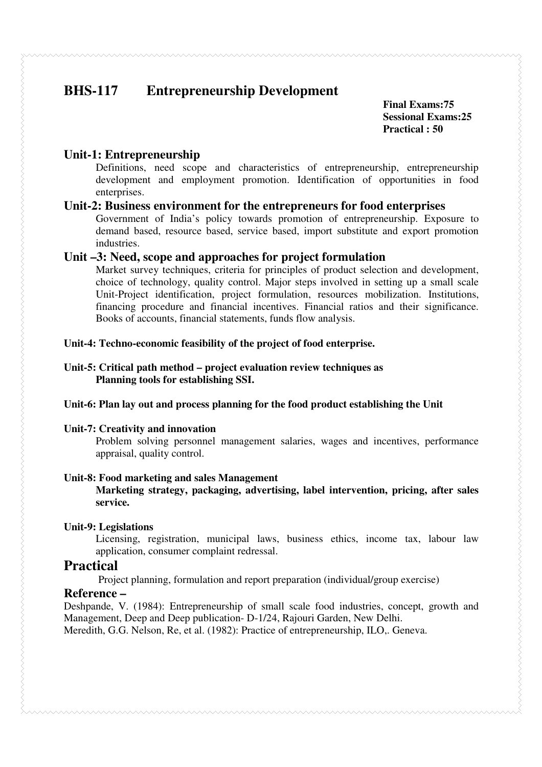## BHS-117 Entrepreneurship Development

**Final Exams:75**
**Sessional Exams:25**
**Practical : 50**

### Unit-1: Entrepreneurship

Definitions, need scope and characteristics of entrepreneurship, entrepreneurship development and employment promotion. Identification of opportunities in food enterprises.

### Unit-2: Business environment for the entrepreneurs for food enterprises

Government of India's policy towards promotion of entrepreneurship. Exposure to demand based, resource based, service based, import substitute and export promotion industries.

### Unit –3: Need, scope and approaches for project formulation

Market survey techniques, criteria for principles of product selection and development, choice of technology, quality control. Major steps involved in setting up a small scale Unit-Project identification, project formulation, resources mobilization. Institutions, financing procedure and financial incentives. Financial ratios and their significance. Books of accounts, financial statements, funds flow analysis.

**Unit-4: Techno-economic feasibility of the project of food enterprise.**

**Unit-5: Critical path method – project evaluation review techniques as Planning tools for establishing SSI.**

**Unit-6: Plan lay out and process planning for the food product establishing the Unit**

**Unit-7: Creativity and innovation**

Problem solving personnel management salaries, wages and incentives, performance appraisal, quality control.

**Unit-8: Food marketing and sales Management**

**Marketing strategy, packaging, advertising, label intervention, pricing, after sales service.**

**Unit-9: Legislations**

Licensing, registration, municipal laws, business ethics, income tax, labour law application, consumer complaint redressal.

## Practical

Project planning, formulation and report preparation (individual/group exercise)

### Reference –

Deshpande, V. (1984): Entrepreneurship of small scale food industries, concept, growth and Management, Deep and Deep publication- D-1/24, Rajouri Garden, New Delhi.

Meredith, G.G. Nelson, Re, et al. (1982): Practice of entrepreneurship, ILO,. Geneva.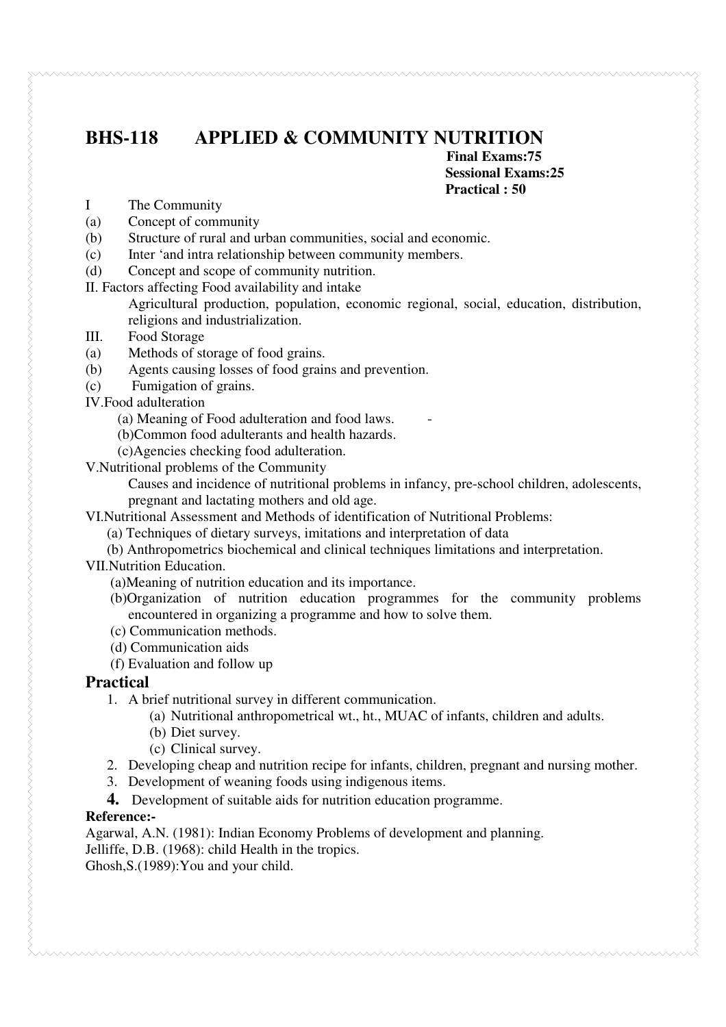# BHS-118 APPLIED & COMMUNITY NUTRITION

**Final Exams:75**
**Sessional Exams:25**
**Practical : 50**

I The Community
(a) Concept of community
(b) Structure of rural and urban communities, social and economic.
(c) Inter 'and intra relationship between community members.
(d) Concept and scope of community nutrition.

II. Factors affecting Food availability and intake
Agricultural production, population, economic regional, social, education, distribution, religions and industrialization.

III. Food Storage
(a) Methods of storage of food grains.
(b) Agents causing losses of food grains and prevention.
(c) Fumigation of grains.

IV.Food adulteration
(a) Meaning of Food adulteration and food laws. -
(b)Common food adulterants and health hazards.
(c)Agencies checking food adulteration.

V.Nutritional problems of the Community
Causes and incidence of nutritional problems in infancy, pre-school children, adolescents, pregnant and lactating mothers and old age.

VI.Nutritional Assessment and Methods of identification of Nutritional Problems:
(a) Techniques of dietary surveys, imitations and interpretation of data
(b) Anthropometrics biochemical and clinical techniques limitations and interpretation.

VII.Nutrition Education.
(a)Meaning of nutrition education and its importance.
(b)Organization of nutrition education programmes for the community problems encountered in organizing a programme and how to solve them.
(c) Communication methods.
(d) Communication aids
(f) Evaluation and follow up

## Practical

1. A brief nutritional survey in different communication.
   (a) Nutritional anthropometrical wt., ht., MUAC of infants, children and adults.
   (b) Diet survey.
   (c) Clinical survey.
2. Developing cheap and nutrition recipe for infants, children, pregnant and nursing mother.
3. Development of weaning foods using indigenous items.
4. Development of suitable aids for nutrition education programme.

**Reference:-**

Agarwal, A.N. (1981): Indian Economy Problems of development and planning.
Jelliffe, D.B. (1968): child Health in the tropics.
Ghosh,S.(1989):You and your child.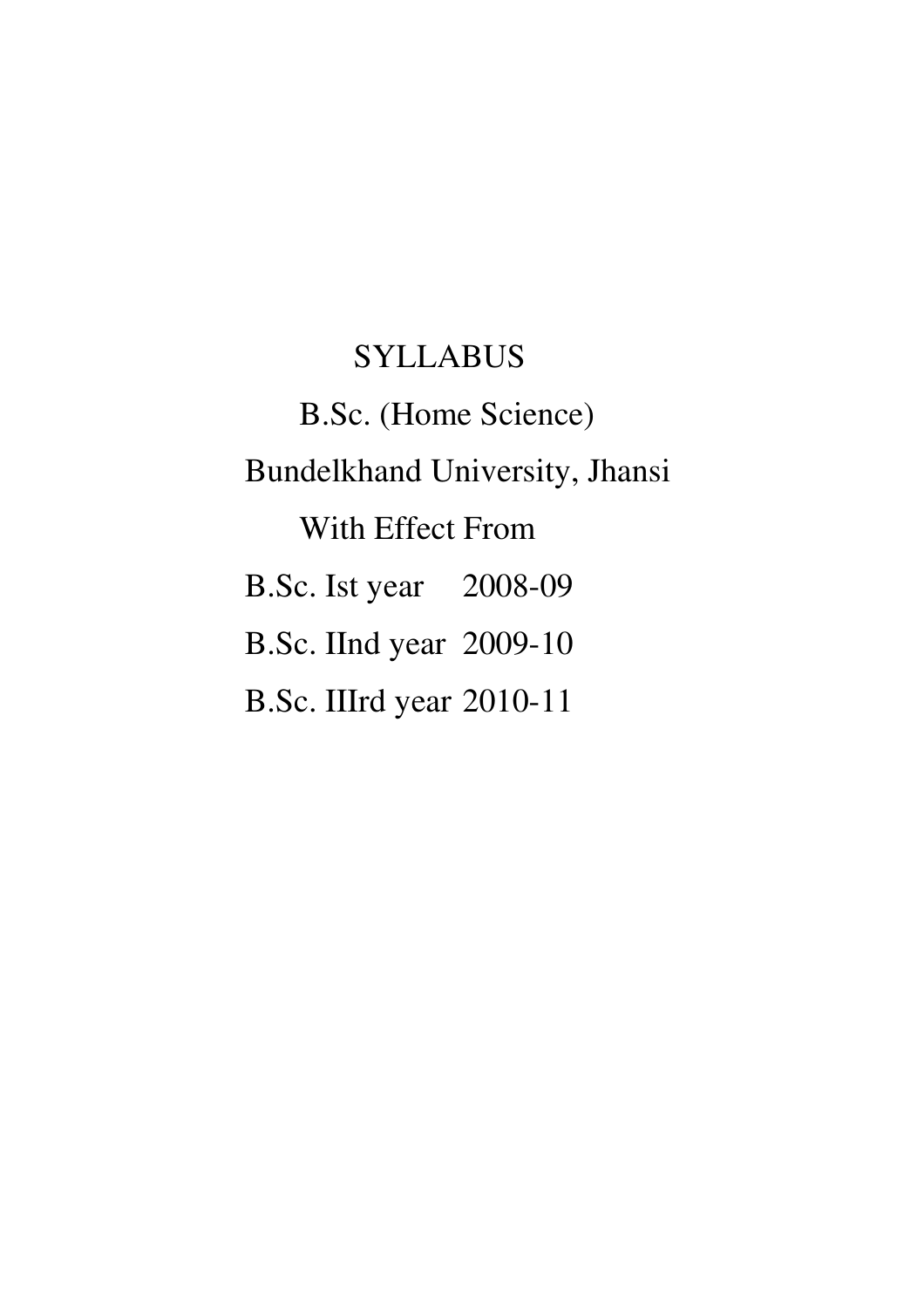# SYLLABUS

## B.Sc. (Home Science)

## Bundelkhand University, Jhansi

With Effect From

B.Sc. Ist year 2008-09

B.Sc. IInd year 2009-10

B.Sc. IIIrd year 2010-11